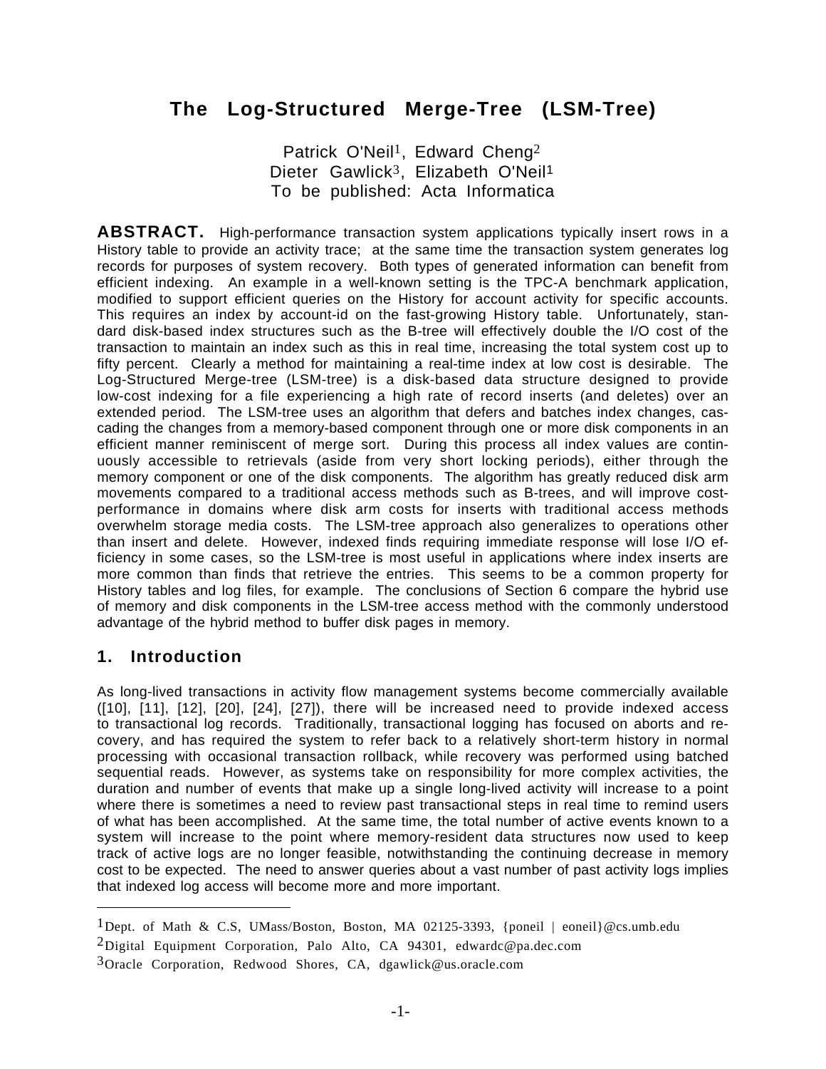# The Log-Structured Merge-Tree (LSM-Tree)

Patrick O'Neil[1], Edward Cheng[2]
Dieter Gawlick[3], Elizabeth O'Neil[1]
To be published: Acta Informatica

**ABSTRACT.** High-performance transaction system applications typically insert rows in a History table to provide an activity trace; at the same time the transaction system generates log records for purposes of system recovery. Both types of generated information can benefit from efficient indexing. An example in a well-known setting is the TPC-A benchmark application, modified to support efficient queries on the History for account activity for specific accounts. This requires an index by account-id on the fast-growing History table. Unfortunately, standard disk-based index structures such as the B-tree will effectively double the I/O cost of the transaction to maintain an index such as this in real time, increasing the total system cost up to fifty percent. Clearly a method for maintaining a real-time index at low cost is desirable. The Log-Structured Merge-tree (LSM-tree) is a disk-based data structure designed to provide low-cost indexing for a file experiencing a high rate of record inserts (and deletes) over an extended period. The LSM-tree uses an algorithm that defers and batches index changes, cascading the changes from a memory-based component through one or more disk components in an efficient manner reminiscent of merge sort. During this process all index values are continuously accessible to retrievals (aside from very short locking periods), either through the memory component or one of the disk components. The algorithm has greatly reduced disk arm movements compared to a traditional access methods such as B-trees, and will improve cost-performance in domains where disk arm costs for inserts with traditional access methods overwhelm storage media costs. The LSM-tree approach also generalizes to operations other than insert and delete. However, indexed finds requiring immediate response will lose I/O efficiency in some cases, so the LSM-tree is most useful in applications where index inserts are more common than finds that retrieve the entries. This seems to be a common property for History tables and log files, for example. The conclusions of Section 6 compare the hybrid use of memory and disk components in the LSM-tree access method with the commonly understood advantage of the hybrid method to buffer disk pages in memory.

## 1. Introduction

As long-lived transactions in activity flow management systems become commercially available ([10], [11], [12], [20], [24], [27]), there will be increased need to provide indexed access to transactional log records. Traditionally, transactional logging has focused on aborts and recovery, and has required the system to refer back to a relatively short-term history in normal processing with occasional transaction rollback, while recovery was performed using batched sequential reads. However, as systems take on responsibility for more complex activities, the duration and number of events that make up a single long-lived activity will increase to a point where there is sometimes a need to review past transactional steps in real time to remind users of what has been accomplished. At the same time, the total number of active events known to a system will increase to the point where memory-resident data structures now used to keep track of active logs are no longer feasible, notwithstanding the continuing decrease in memory cost to be expected. The need to answer queries about a vast number of past activity logs implies that indexed log access will become more and more important.

---

[1]Dept. of Math & C.S, UMass/Boston, Boston, MA 02125-3393, {poneil | eoneil}@cs.umb.edu

[2]Digital Equipment Corporation, Palo Alto, CA 94301, edwardc@pa.dec.com

[3]Oracle Corporation, Redwood Shores, CA, dgawlick@us.oracle.com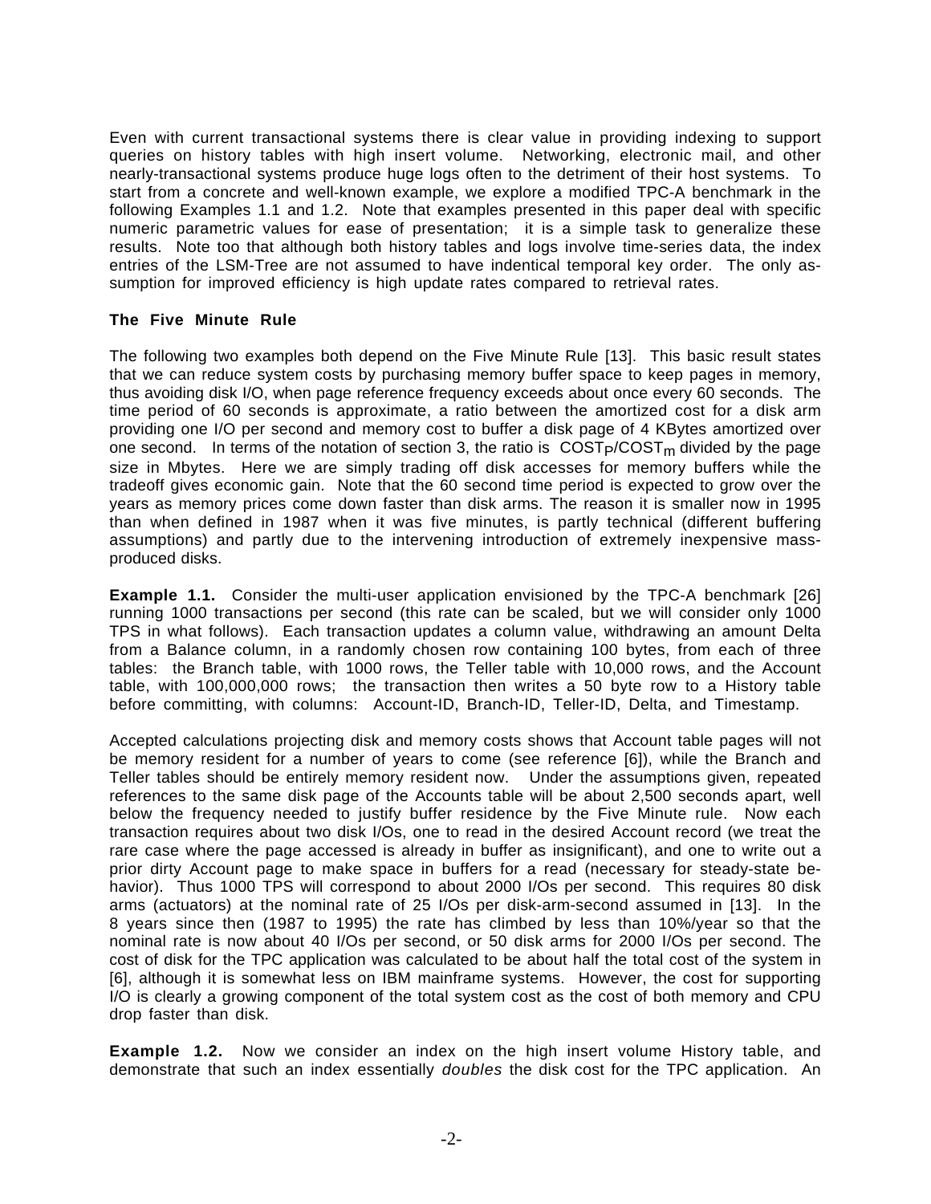Even with current transactional systems there is clear value in providing indexing to support queries on history tables with high insert volume. Networking, electronic mail, and other nearly-transactional systems produce huge logs often to the detriment of their host systems. To start from a concrete and well-known example, we explore a modified TPC-A benchmark in the following Examples 1.1 and 1.2. Note that examples presented in this paper deal with specific numeric parametric values for ease of presentation; it is a simple task to generalize these results. Note too that although both history tables and logs involve time-series data, the index entries of the LSM-Tree are not assumed to have indentical temporal key order. The only assumption for improved efficiency is high update rates compared to retrieval rates.

### The Five Minute Rule

The following two examples both depend on the Five Minute Rule [13]. This basic result states that we can reduce system costs by purchasing memory buffer space to keep pages in memory, thus avoiding disk I/O, when page reference frequency exceeds about once every 60 seconds. The time period of 60 seconds is approximate, a ratio between the amortized cost for a disk arm providing one I/O per second and memory cost to buffer a disk page of 4 KBytes amortized over one second. In terms of the notation of section 3, the ratio is $COST_P/COST_m$ divided by the page size in Mbytes. Here we are simply trading off disk accesses for memory buffers while the tradeoff gives economic gain. Note that the 60 second time period is expected to grow over the years as memory prices come down faster than disk arms. The reason it is smaller now in 1995 than when defined in 1987 when it was five minutes, is partly technical (different buffering assumptions) and partly due to the intervening introduction of extremely inexpensive mass-produced disks.

**Example 1.1.** Consider the multi-user application envisioned by the TPC-A benchmark [26] running 1000 transactions per second (this rate can be scaled, but we will consider only 1000 TPS in what follows). Each transaction updates a column value, withdrawing an amount Delta from a Balance column, in a randomly chosen row containing 100 bytes, from each of three tables: the Branch table, with 1000 rows, the Teller table with 10,000 rows, and the Account table, with 100,000,000 rows; the transaction then writes a 50 byte row to a History table before committing, with columns: Account-ID, Branch-ID, Teller-ID, Delta, and Timestamp.

Accepted calculations projecting disk and memory costs shows that Account table pages will not be memory resident for a number of years to come (see reference [6]), while the Branch and Teller tables should be entirely memory resident now. Under the assumptions given, repeated references to the same disk page of the Accounts table will be about 2,500 seconds apart, well below the frequency needed to justify buffer residence by the Five Minute rule. Now each transaction requires about two disk I/Os, one to read in the desired Account record (we treat the rare case where the page accessed is already in buffer as insignificant), and one to write out a prior dirty Account page to make space in buffers for a read (necessary for steady-state behavior). Thus 1000 TPS will correspond to about 2000 I/Os per second. This requires 80 disk arms (actuators) at the nominal rate of 25 I/Os per disk-arm-second assumed in [13]. In the 8 years since then (1987 to 1995) the rate has climbed by less than 10%/year so that the nominal rate is now about 40 I/Os per second, or 50 disk arms for 2000 I/Os per second. The cost of disk for the TPC application was calculated to be about half the total cost of the system in [6], although it is somewhat less on IBM mainframe systems. However, the cost for supporting I/O is clearly a growing component of the total system cost as the cost of both memory and CPU drop faster than disk.

**Example 1.2.** Now we consider an index on the high insert volume History table, and demonstrate that such an index essentially *doubles* the disk cost for the TPC application. An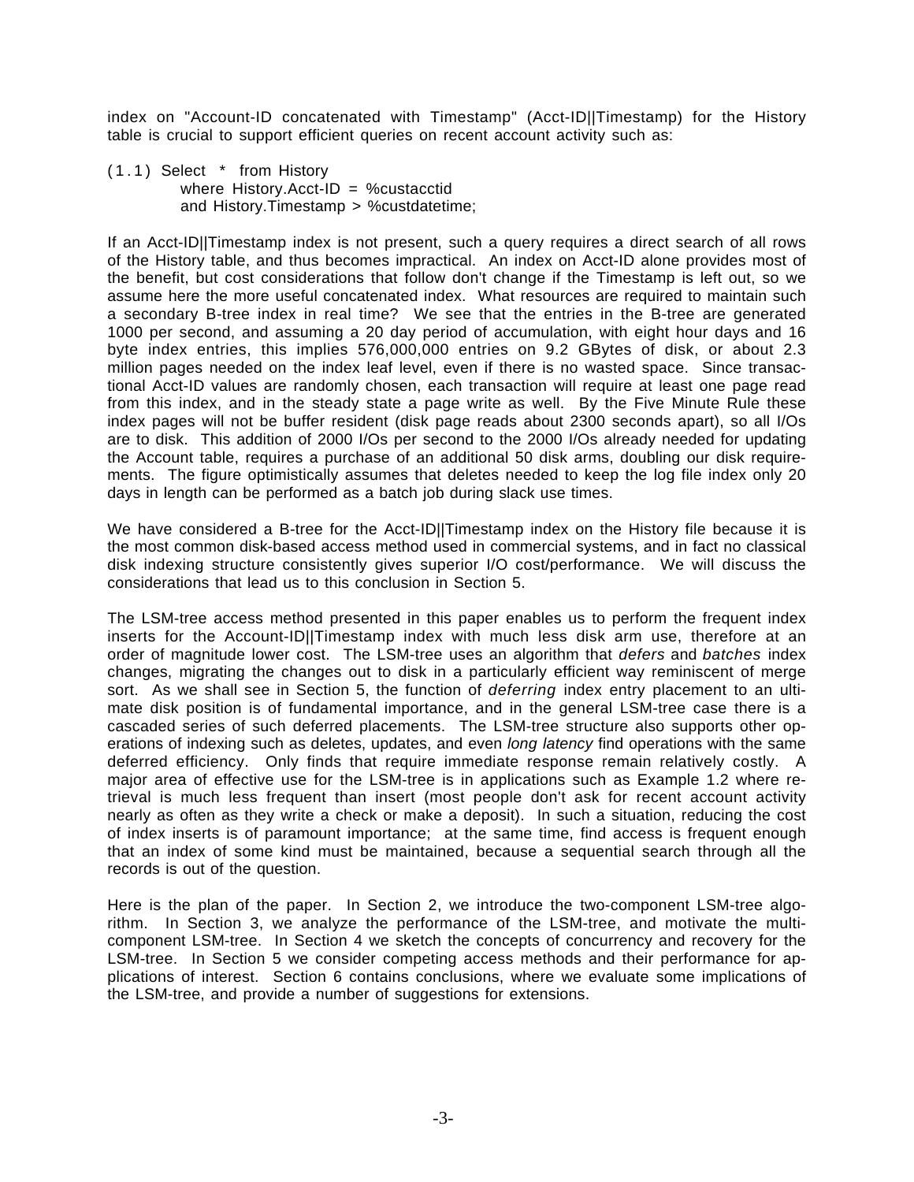index on "Account-ID concatenated with Timestamp" (Acct-ID||Timestamp) for the History table is crucial to support efficient queries on recent account activity such as:

```
(1.1) Select * from History
        where History.Acct-ID = %custacctid
        and History.Timestamp > %custdatetime;
```

If an Acct-ID||Timestamp index is not present, such a query requires a direct search of all rows of the History table, and thus becomes impractical. An index on Acct-ID alone provides most of the benefit, but cost considerations that follow don't change if the Timestamp is left out, so we assume here the more useful concatenated index. What resources are required to maintain such a secondary B-tree index in real time? We see that the entries in the B-tree are generated 1000 per second, and assuming a 20 day period of accumulation, with eight hour days and 16 byte index entries, this implies 576,000,000 entries on 9.2 GBytes of disk, or about 2.3 million pages needed on the index leaf level, even if there is no wasted space. Since transactional Acct-ID values are randomly chosen, each transaction will require at least one page read from this index, and in the steady state a page write as well. By the Five Minute Rule these index pages will not be buffer resident (disk page reads about 2300 seconds apart), so all I/Os are to disk. This addition of 2000 I/Os per second to the 2000 I/Os already needed for updating the Account table, requires a purchase of an additional 50 disk arms, doubling our disk requirements. The figure optimistically assumes that deletes needed to keep the log file index only 20 days in length can be performed as a batch job during slack use times.

We have considered a B-tree for the Acct-ID||Timestamp index on the History file because it is the most common disk-based access method used in commercial systems, and in fact no classical disk indexing structure consistently gives superior I/O cost/performance. We will discuss the considerations that lead us to this conclusion in Section 5.

The LSM-tree access method presented in this paper enables us to perform the frequent index inserts for the Account-ID||Timestamp index with much less disk arm use, therefore at an order of magnitude lower cost. The LSM-tree uses an algorithm that *defers* and *batches* index changes, migrating the changes out to disk in a particularly efficient way reminiscent of merge sort. As we shall see in Section 5, the function of *deferring* index entry placement to an ultimate disk position is of fundamental importance, and in the general LSM-tree case there is a cascaded series of such deferred placements. The LSM-tree structure also supports other operations of indexing such as deletes, updates, and even *long latency* find operations with the same deferred efficiency. Only finds that require immediate response remain relatively costly. A major area of effective use for the LSM-tree is in applications such as Example 1.2 where retrieval is much less frequent than insert (most people don't ask for recent account activity nearly as often as they write a check or make a deposit). In such a situation, reducing the cost of index inserts is of paramount importance; at the same time, find access is frequent enough that an index of some kind must be maintained, because a sequential search through all the records is out of the question.

Here is the plan of the paper. In Section 2, we introduce the two-component LSM-tree algorithm. In Section 3, we analyze the performance of the LSM-tree, and motivate the multi-component LSM-tree. In Section 4 we sketch the concepts of concurrency and recovery for the LSM-tree. In Section 5 we consider competing access methods and their performance for applications of interest. Section 6 contains conclusions, where we evaluate some implications of the LSM-tree, and provide a number of suggestions for extensions.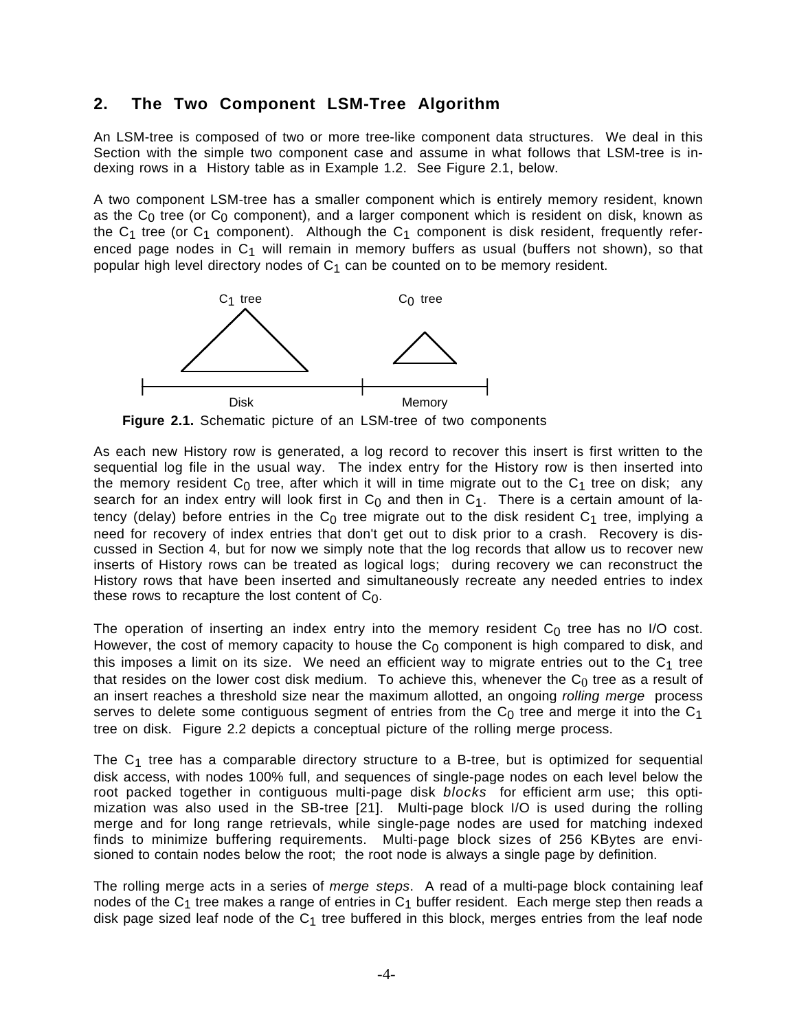## 2. The Two Component LSM-Tree Algorithm

An LSM-tree is composed of two or more tree-like component data structures. We deal in this Section with the simple two component case and assume in what follows that LSM-tree is indexing rows in a History table as in Example 1.2. See Figure 2.1, below.

A two component LSM-tree has a smaller component which is entirely memory resident, known as the $C_0$ tree (or $C_0$ component), and a larger component which is resident on disk, known as the $C_1$ tree (or $C_1$ component). Although the $C_1$ component is disk resident, frequently referenced page nodes in $C_1$ will remain in memory buffers as usual (buffers not shown), so that popular high level directory nodes of $C_1$ can be counted on to be memory resident.

**Figure 2.1.** Schematic picture of an LSM-tree of two components

As each new History row is generated, a log record to recover this insert is first written to the sequential log file in the usual way. The index entry for the History row is then inserted into the memory resident $C_0$ tree, after which it will in time migrate out to the $C_1$ tree on disk; any search for an index entry will look first in $C_0$ and then in $C_1$. There is a certain amount of latency (delay) before entries in the $C_0$ tree migrate out to the disk resident $C_1$ tree, implying a need for recovery of index entries that don't get out to disk prior to a crash. Recovery is discussed in Section 4, but for now we simply note that the log records that allow us to recover new inserts of History rows can be treated as logical logs; during recovery we can reconstruct the History rows that have been inserted and simultaneously recreate any needed entries to index these rows to recapture the lost content of $C_0$.

The operation of inserting an index entry into the memory resident $C_0$ tree has no I/O cost. However, the cost of memory capacity to house the $C_0$ component is high compared to disk, and this imposes a limit on its size. We need an efficient way to migrate entries out to the $C_1$ tree that resides on the lower cost disk medium. To achieve this, whenever the $C_0$ tree as a result of an insert reaches a threshold size near the maximum allotted, an ongoing *rolling merge* process serves to delete some contiguous segment of entries from the $C_0$ tree and merge it into the $C_1$ tree on disk. Figure 2.2 depicts a conceptual picture of the rolling merge process.

The $C_1$ tree has a comparable directory structure to a B-tree, but is optimized for sequential disk access, with nodes 100% full, and sequences of single-page nodes on each level below the root packed together in contiguous multi-page disk *blocks* for efficient arm use; this optimization was also used in the SB-tree [21]. Multi-page block I/O is used during the rolling merge and for long range retrievals, while single-page nodes are used for matching indexed finds to minimize buffering requirements. Multi-page block sizes of 256 KBytes are envisioned to contain nodes below the root; the root node is always a single page by definition.

The rolling merge acts in a series of *merge steps*. A read of a multi-page block containing leaf nodes of the $C_1$ tree makes a range of entries in $C_1$ buffer resident. Each merge step then reads a disk page sized leaf node of the $C_1$ tree buffered in this block, merges entries from the leaf node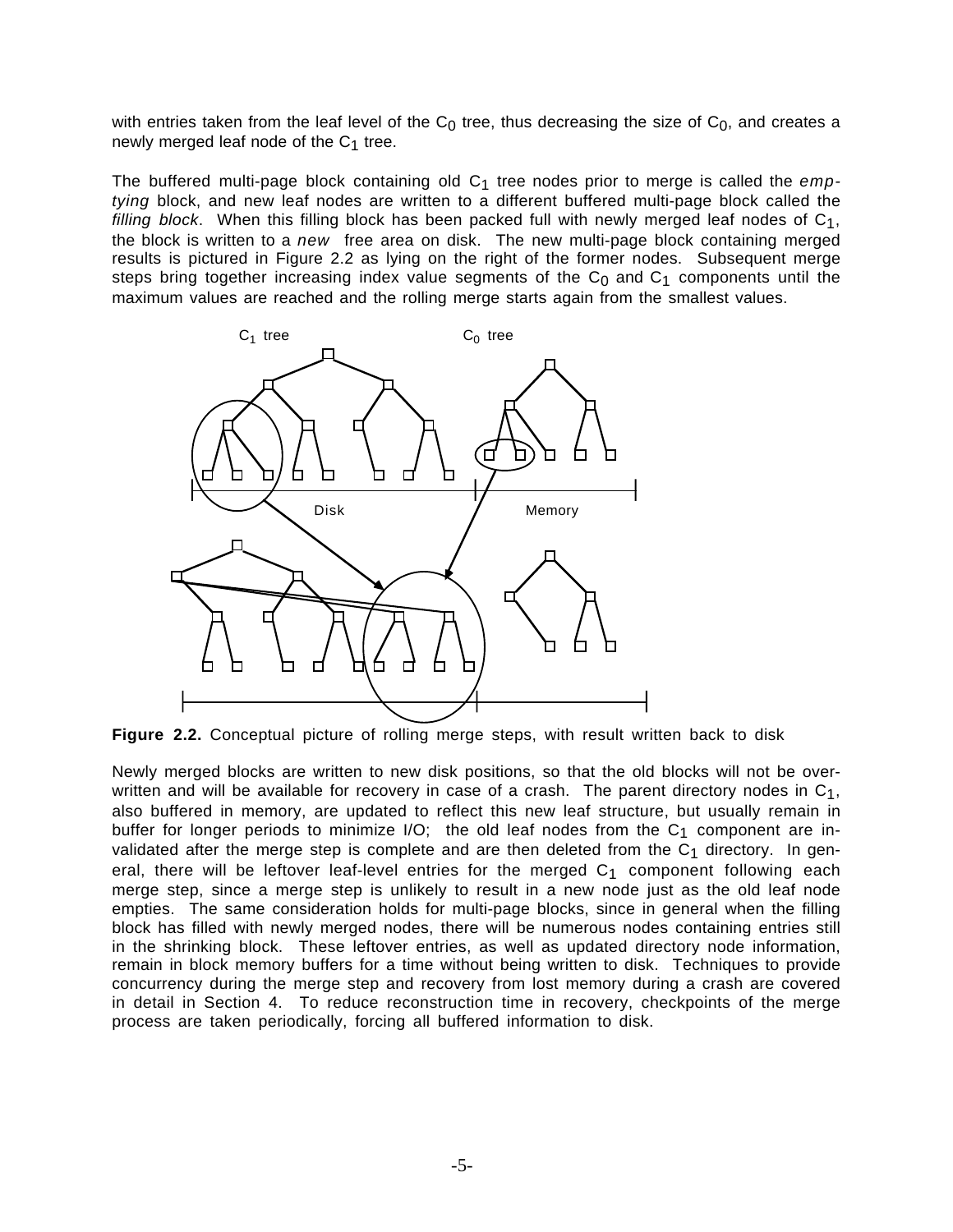with entries taken from the leaf level of the $C_0$ tree, thus decreasing the size of $C_0$, and creates a newly merged leaf node of the $C_1$ tree.

The buffered multi-page block containing old $C_1$ tree nodes prior to merge is called the *emptying* block, and new leaf nodes are written to a different buffered multi-page block called the *filling block*. When this filling block has been packed full with newly merged leaf nodes of $C_1$, the block is written to a *new* free area on disk. The new multi-page block containing merged results is pictured in Figure 2.2 as lying on the right of the former nodes. Subsequent merge steps bring together increasing index value segments of the $C_0$ and $C_1$ components until the maximum values are reached and the rolling merge starts again from the smallest values.

**Figure 2.2.** Conceptual picture of rolling merge steps, with result written back to disk

Newly merged blocks are written to new disk positions, so that the old blocks will not be overwritten and will be available for recovery in case of a crash. The parent directory nodes in $C_1$, also buffered in memory, are updated to reflect this new leaf structure, but usually remain in buffer for longer periods to minimize I/O; the old leaf nodes from the $C_1$ component are invalidated after the merge step is complete and are then deleted from the $C_1$ directory. In general, there will be leftover leaf-level entries for the merged $C_1$ component following each merge step, since a merge step is unlikely to result in a new node just as the old leaf node empties. The same consideration holds for multi-page blocks, since in general when the filling block has filled with newly merged nodes, there will be numerous nodes containing entries still in the shrinking block. These leftover entries, as well as updated directory node information, remain in block memory buffers for a time without being written to disk. Techniques to provide concurrency during the merge step and recovery from lost memory during a crash are covered in detail in Section 4. To reduce reconstruction time in recovery, checkpoints of the merge process are taken periodically, forcing all buffered information to disk.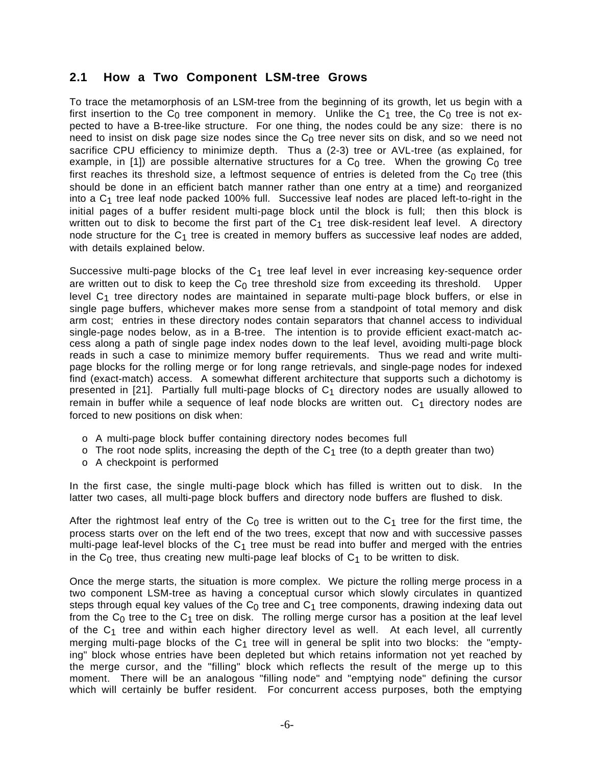## 2.1 How a Two Component LSM-tree Grows

To trace the metamorphosis of an LSM-tree from the beginning of its growth, let us begin with a first insertion to the $C_0$ tree component in memory. Unlike the $C_1$ tree, the $C_0$ tree is not expected to have a B-tree-like structure. For one thing, the nodes could be any size: there is no need to insist on disk page size nodes since the $C_0$ tree never sits on disk, and so we need not sacrifice CPU efficiency to minimize depth. Thus a (2-3) tree or AVL-tree (as explained, for example, in [1]) are possible alternative structures for a $C_0$ tree. When the growing $C_0$ tree first reaches its threshold size, a leftmost sequence of entries is deleted from the $C_0$ tree (this should be done in an efficient batch manner rather than one entry at a time) and reorganized into a $C_1$ tree leaf node packed 100% full. Successive leaf nodes are placed left-to-right in the initial pages of a buffer resident multi-page block until the block is full; then this block is written out to disk to become the first part of the $C_1$ tree disk-resident leaf level. A directory node structure for the $C_1$ tree is created in memory buffers as successive leaf nodes are added, with details explained below.

Successive multi-page blocks of the $C_1$ tree leaf level in ever increasing key-sequence order are written out to disk to keep the $C_0$ tree threshold size from exceeding its threshold. Upper level $C_1$ tree directory nodes are maintained in separate multi-page block buffers, or else in single page buffers, whichever makes more sense from a standpoint of total memory and disk arm cost; entries in these directory nodes contain separators that channel access to individual single-page nodes below, as in a B-tree. The intention is to provide efficient exact-match access along a path of single page index nodes down to the leaf level, avoiding multi-page block reads in such a case to minimize memory buffer requirements. Thus we read and write multi-page blocks for the rolling merge or for long range retrievals, and single-page nodes for indexed find (exact-match) access. A somewhat different architecture that supports such a dichotomy is presented in [21]. Partially full multi-page blocks of $C_1$ directory nodes are usually allowed to remain in buffer while a sequence of leaf node blocks are written out. $C_1$ directory nodes are forced to new positions on disk when:

- o A multi-page block buffer containing directory nodes becomes full
- o The root node splits, increasing the depth of the $C_1$ tree (to a depth greater than two)
- o A checkpoint is performed

In the first case, the single multi-page block which has filled is written out to disk. In the latter two cases, all multi-page block buffers and directory node buffers are flushed to disk.

After the rightmost leaf entry of the $C_0$ tree is written out to the $C_1$ tree for the first time, the process starts over on the left end of the two trees, except that now and with successive passes multi-page leaf-level blocks of the $C_1$ tree must be read into buffer and merged with the entries in the $C_0$ tree, thus creating new multi-page leaf blocks of $C_1$ to be written to disk.

Once the merge starts, the situation is more complex. We picture the rolling merge process in a two component LSM-tree as having a conceptual cursor which slowly circulates in quantized steps through equal key values of the $C_0$ tree and $C_1$ tree components, drawing indexing data out from the $C_0$ tree to the $C_1$ tree on disk. The rolling merge cursor has a position at the leaf level of the $C_1$ tree and within each higher directory level as well. At each level, all currently merging multi-page blocks of the $C_1$ tree will in general be split into two blocks: the "emptying" block whose entries have been depleted but which retains information not yet reached by the merge cursor, and the "filling" block which reflects the result of the merge up to this moment. There will be an analogous "filling node" and "emptying node" defining the cursor which will certainly be buffer resident. For concurrent access purposes, both the emptying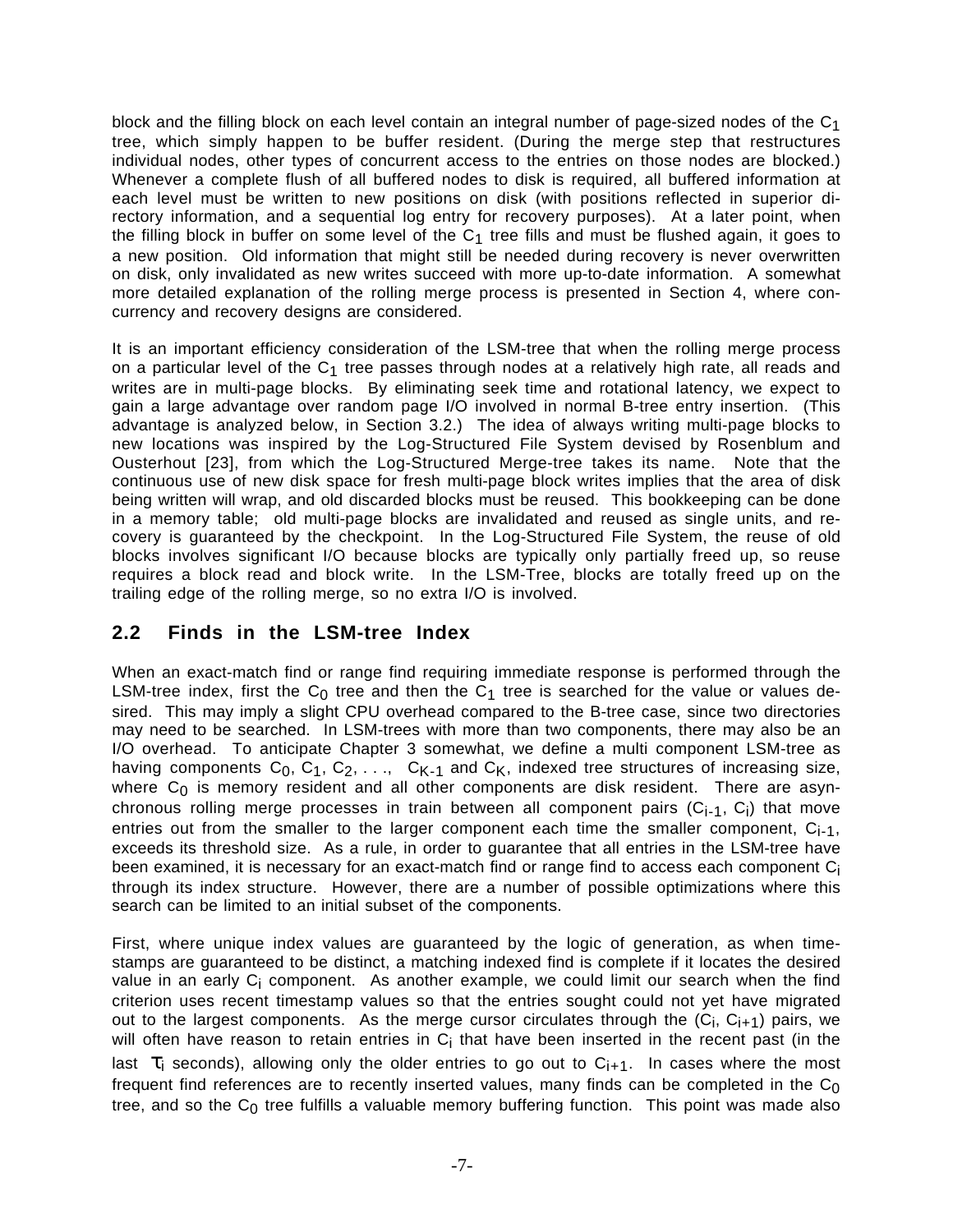block and the filling block on each level contain an integral number of page-sized nodes of the $C_1$ tree, which simply happen to be buffer resident. (During the merge step that restructures individual nodes, other types of concurrent access to the entries on those nodes are blocked.) Whenever a complete flush of all buffered nodes to disk is required, all buffered information at each level must be written to new positions on disk (with positions reflected in superior directory information, and a sequential log entry for recovery purposes). At a later point, when the filling block in buffer on some level of the $C_1$ tree fills and must be flushed again, it goes to a new position. Old information that might still be needed during recovery is never overwritten on disk, only invalidated as new writes succeed with more up-to-date information. A somewhat more detailed explanation of the rolling merge process is presented in Section 4, where concurrency and recovery designs are considered.

It is an important efficiency consideration of the LSM-tree that when the rolling merge process on a particular level of the $C_1$ tree passes through nodes at a relatively high rate, all reads and writes are in multi-page blocks. By eliminating seek time and rotational latency, we expect to gain a large advantage over random page I/O involved in normal B-tree entry insertion. (This advantage is analyzed below, in Section 3.2.) The idea of always writing multi-page blocks to new locations was inspired by the Log-Structured File System devised by Rosenblum and Ousterhout [23], from which the Log-Structured Merge-tree takes its name. Note that the continuous use of new disk space for fresh multi-page block writes implies that the area of disk being written will wrap, and old discarded blocks must be reused. This bookkeeping can be done in a memory table; old multi-page blocks are invalidated and reused as single units, and recovery is guaranteed by the checkpoint. In the Log-Structured File System, the reuse of old blocks involves significant I/O because blocks are typically only partially freed up, so reuse requires a block read and block write. In the LSM-Tree, blocks are totally freed up on the trailing edge of the rolling merge, so no extra I/O is involved.

## 2.2 Finds in the LSM-tree Index

When an exact-match find or range find requiring immediate response is performed through the LSM-tree index, first the $C_0$ tree and then the $C_1$ tree is searched for the value or values desired. This may imply a slight CPU overhead compared to the B-tree case, since two directories may need to be searched. In LSM-trees with more than two components, there may also be an I/O overhead. To anticipate Chapter 3 somewhat, we define a multi component LSM-tree as having components $C_0$, $C_1$, $C_2$, . . ., $C_{K-1}$ and $C_K$, indexed tree structures of increasing size, where $C_0$ is memory resident and all other components are disk resident. There are asynchronous rolling merge processes in train between all component pairs ($C_{i-1}$, $C_i$) that move entries out from the smaller to the larger component each time the smaller component, $C_{i-1}$, exceeds its threshold size. As a rule, in order to guarantee that all entries in the LSM-tree have been examined, it is necessary for an exact-match find or range find to access each component $C_i$ through its index structure. However, there are a number of possible optimizations where this search can be limited to an initial subset of the components.

First, where unique index values are guaranteed by the logic of generation, as when timestamps are guaranteed to be distinct, a matching indexed find is complete if it locates the desired value in an early $C_i$ component. As another example, we could limit our search when the find criterion uses recent timestamp values so that the entries sought could not yet have migrated out to the largest components. As the merge cursor circulates through the ($C_i$, $C_{i+1}$) pairs, we will often have reason to retain entries in $C_i$ that have been inserted in the recent past (in the last $\tau_i$ seconds), allowing only the older entries to go out to $C_{i+1}$. In cases where the most frequent find references are to recently inserted values, many finds can be completed in the $C_0$ tree, and so the $C_0$ tree fulfills a valuable memory buffering function. This point was made also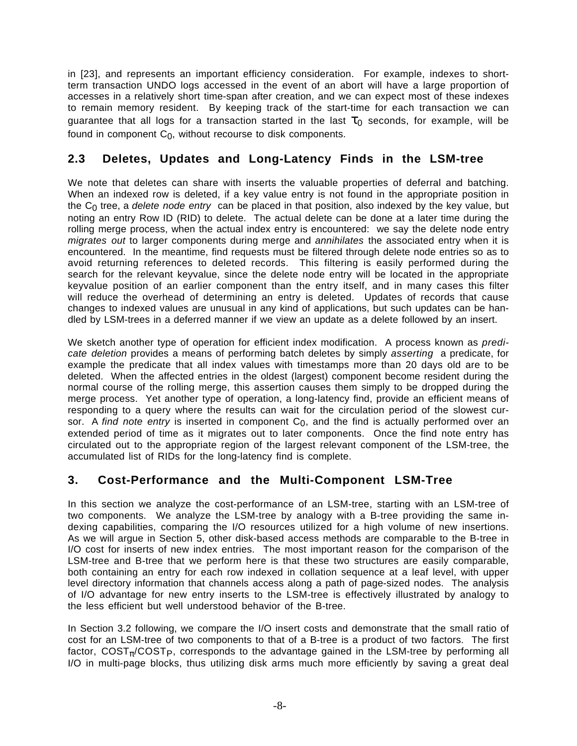in [23], and represents an important efficiency consideration. For example, indexes to short-term transaction UNDO logs accessed in the event of an abort will have a large proportion of accesses in a relatively short time-span after creation, and we can expect most of these indexes to remain memory resident. By keeping track of the start-time for each transaction we can guarantee that all logs for a transaction started in the last $\tau_0$ seconds, for example, will be found in component $C_0$, without recourse to disk components.

## 2.3 Deletes, Updates and Long-Latency Finds in the LSM-tree

We note that deletes can share with inserts the valuable properties of deferral and batching. When an indexed row is deleted, if a key value entry is not found in the appropriate position in the $C_0$ tree, a *delete node entry* can be placed in that position, also indexed by the key value, but noting an entry Row ID (RID) to delete. The actual delete can be done at a later time during the rolling merge process, when the actual index entry is encountered: we say the delete node entry *migrates out* to larger components during merge and *annihilates* the associated entry when it is encountered. In the meantime, find requests must be filtered through delete node entries so as to avoid returning references to deleted records. This filtering is easily performed during the search for the relevant keyvalue, since the delete node entry will be located in the appropriate keyvalue position of an earlier component than the entry itself, and in many cases this filter will reduce the overhead of determining an entry is deleted. Updates of records that cause changes to indexed values are unusual in any kind of applications, but such updates can be handled by LSM-trees in a deferred manner if we view an update as a delete followed by an insert.

We sketch another type of operation for efficient index modification. A process known as *predicate deletion* provides a means of performing batch deletes by simply *asserting* a predicate, for example the predicate that all index values with timestamps more than 20 days old are to be deleted. When the affected entries in the oldest (largest) component become resident during the normal course of the rolling merge, this assertion causes them simply to be dropped during the merge process. Yet another type of operation, a long-latency find, provide an efficient means of responding to a query where the results can wait for the circulation period of the slowest cursor. A *find note entry* is inserted in component $C_0$, and the find is actually performed over an extended period of time as it migrates out to later components. Once the find note entry has circulated out to the appropriate region of the largest relevant component of the LSM-tree, the accumulated list of RIDs for the long-latency find is complete.

# 3. Cost-Performance and the Multi-Component LSM-Tree

In this section we analyze the cost-performance of an LSM-tree, starting with an LSM-tree of two components. We analyze the LSM-tree by analogy with a B-tree providing the same indexing capabilities, comparing the I/O resources utilized for a high volume of new insertions. As we will argue in Section 5, other disk-based access methods are comparable to the B-tree in I/O cost for inserts of new index entries. The most important reason for the comparison of the LSM-tree and B-tree that we perform here is that these two structures are easily comparable, both containing an entry for each row indexed in collation sequence at a leaf level, with upper level directory information that channels access along a path of page-sized nodes. The analysis of I/O advantage for new entry inserts to the LSM-tree is effectively illustrated by analogy to the less efficient but well understood behavior of the B-tree.

In Section 3.2 following, we compare the I/O insert costs and demonstrate that the small ratio of cost for an LSM-tree of two components to that of a B-tree is a product of two factors. The first factor, $COST_\pi/COST_P$, corresponds to the advantage gained in the LSM-tree by performing all I/O in multi-page blocks, thus utilizing disk arms much more efficiently by saving a great deal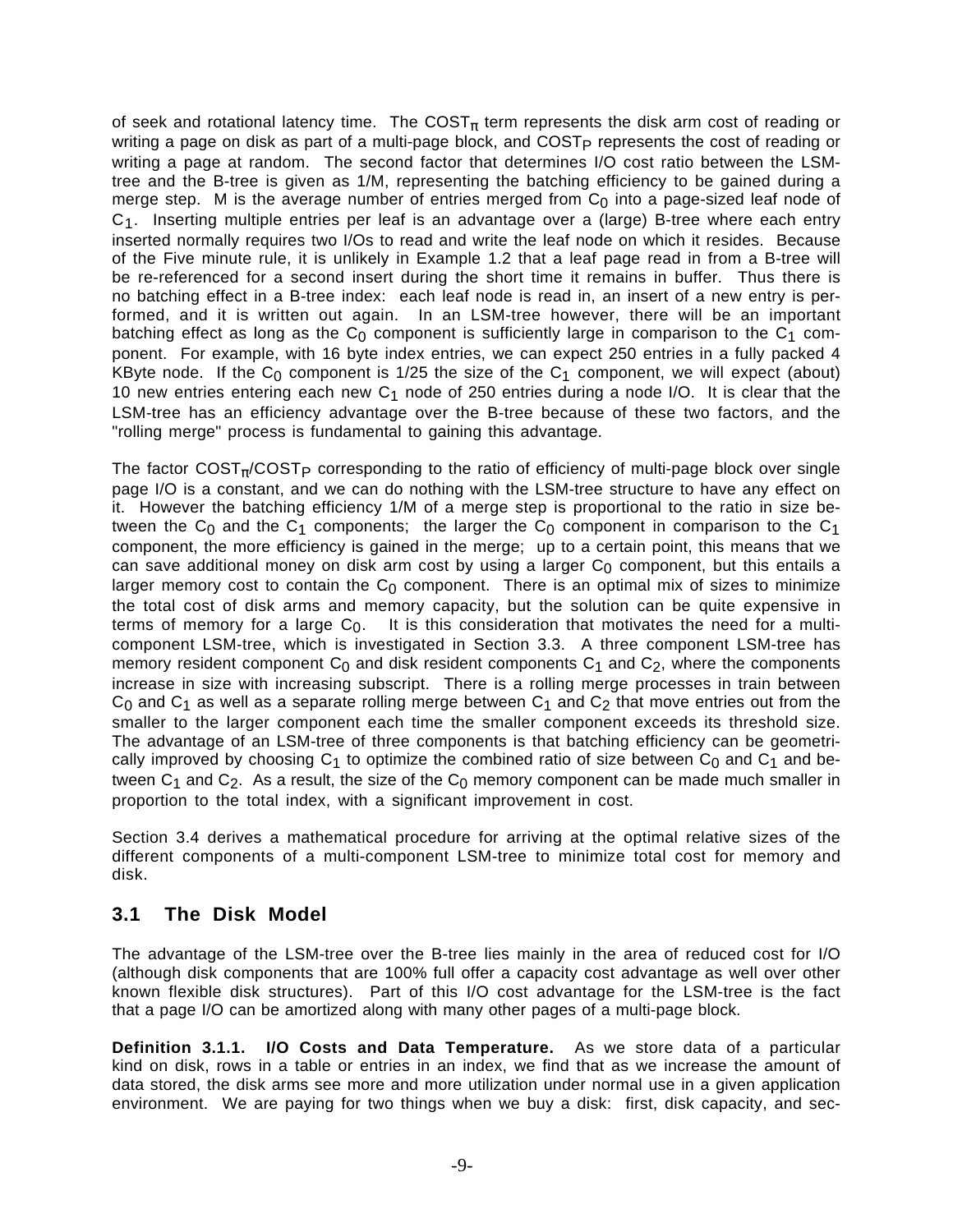of seek and rotational latency time. The $COST_\pi$ term represents the disk arm cost of reading or writing a page on disk as part of a multi-page block, and $COST_P$ represents the cost of reading or writing a page at random. The second factor that determines I/O cost ratio between the LSM-tree and the B-tree is given as 1/M, representing the batching efficiency to be gained during a merge step. M is the average number of entries merged from $C_0$ into a page-sized leaf node of $C_1$. Inserting multiple entries per leaf is an advantage over a (large) B-tree where each entry inserted normally requires two I/Os to read and write the leaf node on which it resides. Because of the Five minute rule, it is unlikely in Example 1.2 that a leaf page read in from a B-tree will be re-referenced for a second insert during the short time it remains in buffer. Thus there is no batching effect in a B-tree index: each leaf node is read in, an insert of a new entry is performed, and it is written out again. In an LSM-tree however, there will be an important batching effect as long as the $C_0$ component is sufficiently large in comparison to the $C_1$ component. For example, with 16 byte index entries, we can expect 250 entries in a fully packed 4 KByte node. If the $C_0$ component is 1/25 the size of the $C_1$ component, we will expect (about) 10 new entries entering each new $C_1$ node of 250 entries during a node I/O. It is clear that the LSM-tree has an efficiency advantage over the B-tree because of these two factors, and the "rolling merge" process is fundamental to gaining this advantage.

The factor $COST_\pi/COST_P$ corresponding to the ratio of efficiency of multi-page block over single page I/O is a constant, and we can do nothing with the LSM-tree structure to have any effect on it. However the batching efficiency 1/M of a merge step is proportional to the ratio in size between the $C_0$ and the $C_1$ components; the larger the $C_0$ component in comparison to the $C_1$ component, the more efficiency is gained in the merge; up to a certain point, this means that we can save additional money on disk arm cost by using a larger $C_0$ component, but this entails a larger memory cost to contain the $C_0$ component. There is an optimal mix of sizes to minimize the total cost of disk arms and memory capacity, but the solution can be quite expensive in terms of memory for a large $C_0$. It is this consideration that motivates the need for a multi-component LSM-tree, which is investigated in Section 3.3. A three component LSM-tree has memory resident component $C_0$ and disk resident components $C_1$ and $C_2$, where the components increase in size with increasing subscript. There is a rolling merge processes in train between $C_0$ and $C_1$ as well as a separate rolling merge between $C_1$ and $C_2$ that move entries out from the smaller to the larger component each time the smaller component exceeds its threshold size. The advantage of an LSM-tree of three components is that batching efficiency can be geometrically improved by choosing $C_1$ to optimize the combined ratio of size between $C_0$ and $C_1$ and between $C_1$ and $C_2$. As a result, the size of the $C_0$ memory component can be made much smaller in proportion to the total index, with a significant improvement in cost.

Section 3.4 derives a mathematical procedure for arriving at the optimal relative sizes of the different components of a multi-component LSM-tree to minimize total cost for memory and disk.

## 3.1 The Disk Model

The advantage of the LSM-tree over the B-tree lies mainly in the area of reduced cost for I/O (although disk components that are 100% full offer a capacity cost advantage as well over other known flexible disk structures). Part of this I/O cost advantage for the LSM-tree is the fact that a page I/O can be amortized along with many other pages of a multi-page block.

**Definition 3.1.1. I/O Costs and Data Temperature.** As we store data of a particular kind on disk, rows in a table or entries in an index, we find that as we increase the amount of data stored, the disk arms see more and more utilization under normal use in a given application environment. We are paying for two things when we buy a disk: first, disk capacity, and sec-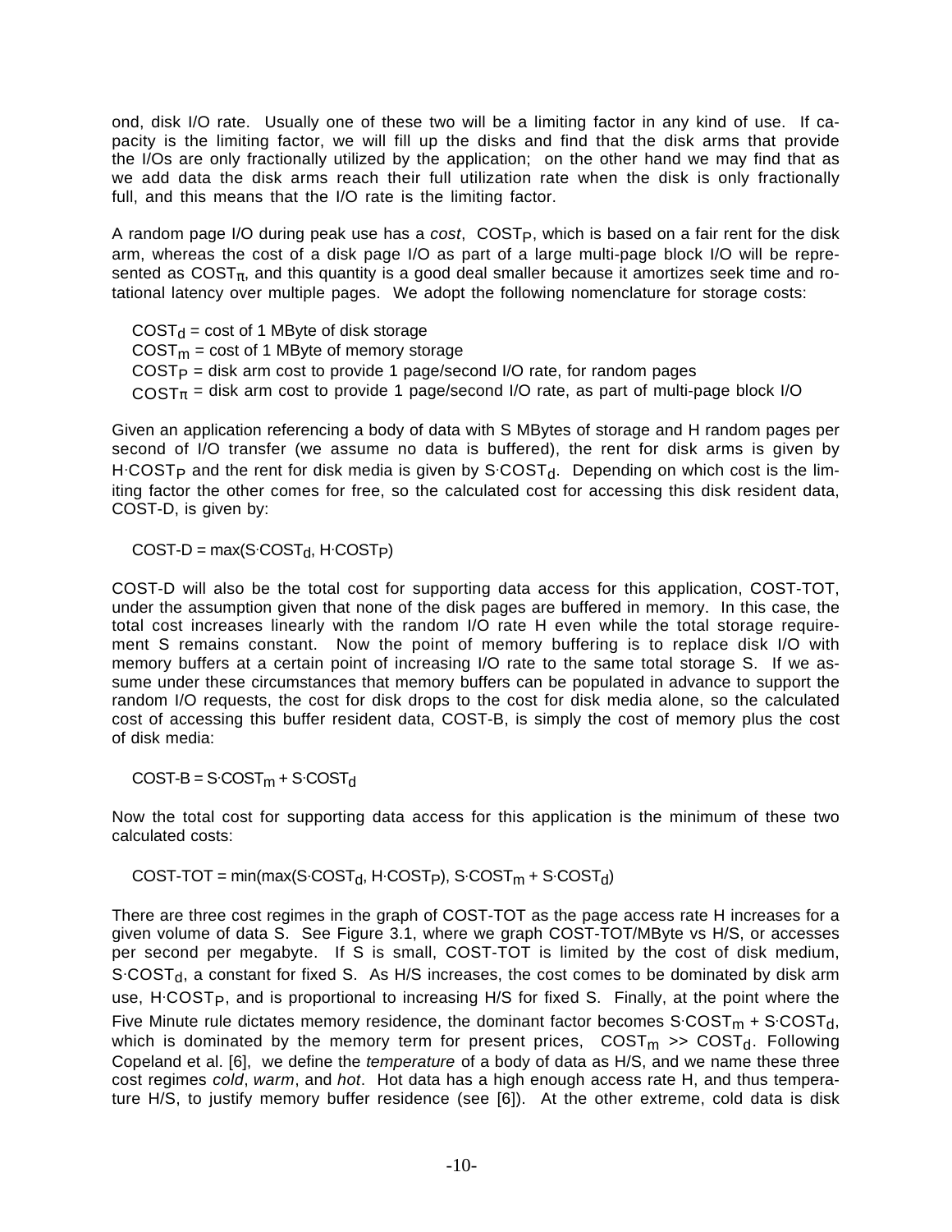ond, disk I/O rate. Usually one of these two will be a limiting factor in any kind of use. If capacity is the limiting factor, we will fill up the disks and find that the disk arms that provide the I/Os are only fractionally utilized by the application; on the other hand we may find that as we add data the disk arms reach their full utilization rate when the disk is only fractionally full, and this means that the I/O rate is the limiting factor.

A random page I/O during peak use has a *cost*, $COST_P$, which is based on a fair rent for the disk arm, whereas the cost of a disk page I/O as part of a large multi-page block I/O will be represented as $COST_\pi$, and this quantity is a good deal smaller because it amortizes seek time and rotational latency over multiple pages. We adopt the following nomenclature for storage costs:

$COST_d$ = cost of 1 MByte of disk storage
$COST_m$ = cost of 1 MByte of memory storage
$COST_P$ = disk arm cost to provide 1 page/second I/O rate, for random pages
$COST_\pi$ = disk arm cost to provide 1 page/second I/O rate, as part of multi-page block I/O

Given an application referencing a body of data with S MBytes of storage and H random pages per second of I/O transfer (we assume no data is buffered), the rent for disk arms is given by $H \cdot COST_P$ and the rent for disk media is given by $S \cdot COST_d$. Depending on which cost is the limiting factor the other comes for free, so the calculated cost for accessing this disk resident data, COST-D, is given by:

$$COST\text{-}D = \max(S \cdot COST_d, H \cdot COST_P)$$

COST-D will also be the total cost for supporting data access for this application, COST-TOT, under the assumption given that none of the disk pages are buffered in memory. In this case, the total cost increases linearly with the random I/O rate H even while the total storage requirement S remains constant. Now the point of memory buffering is to replace disk I/O with memory buffers at a certain point of increasing I/O rate to the same total storage S. If we assume under these circumstances that memory buffers can be populated in advance to support the random I/O requests, the cost for disk drops to the cost for disk media alone, so the calculated cost of accessing this buffer resident data, COST-B, is simply the cost of memory plus the cost of disk media:

$$COST\text{-}B = S \cdot COST_m + S \cdot COST_d$$

Now the total cost for supporting data access for this application is the minimum of these two calculated costs:

$$COST\text{-}TOT = \min(\max(S \cdot COST_d, H \cdot COST_P), S \cdot COST_m + S \cdot COST_d)$$

There are three cost regimes in the graph of COST-TOT as the page access rate H increases for a given volume of data S. See Figure 3.1, where we graph COST-TOT/MByte vs H/S, or accesses per second per megabyte. If S is small, COST-TOT is limited by the cost of disk medium, $S \cdot COST_d$, a constant for fixed S. As H/S increases, the cost comes to be dominated by disk arm use, $H \cdot COST_P$, and is proportional to increasing H/S for fixed S. Finally, at the point where the Five Minute rule dictates memory residence, the dominant factor becomes $S \cdot COST_m + S \cdot COST_d$, which is dominated by the memory term for present prices, $COST_m >> COST_d$. Following Copeland et al. [6], we define the *temperature* of a body of data as H/S, and we name these three cost regimes *cold*, *warm*, and *hot*. Hot data has a high enough access rate H, and thus temperature H/S, to justify memory buffer residence (see [6]). At the other extreme, cold data is disk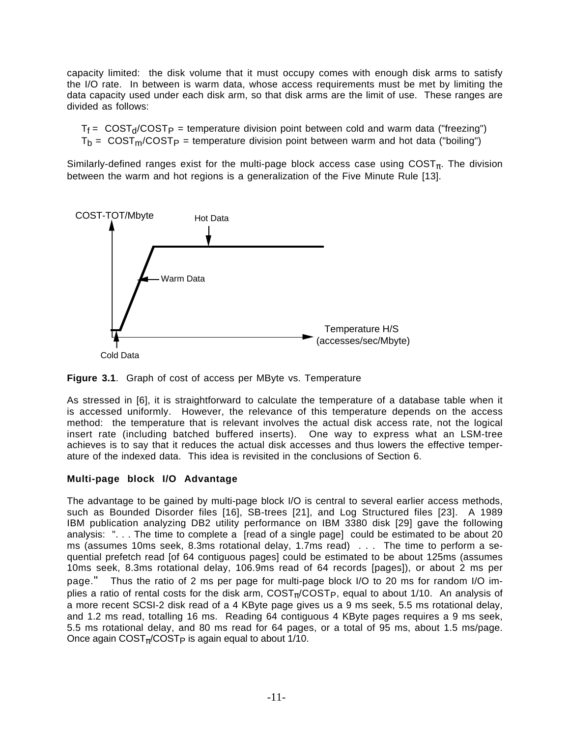capacity limited: the disk volume that it must occupy comes with enough disk arms to satisfy the I/O rate. In between is warm data, whose access requirements must be met by limiting the data capacity used under each disk arm, so that disk arms are the limit of use. These ranges are divided as follows:

$T_f = COST_d/COST_P$ = temperature division point between cold and warm data ("freezing")
$T_b = COST_m/COST_P$ = temperature division point between warm and hot data ("boiling")

Similarly-defined ranges exist for the multi-page block access case using $COST_\pi$. The division between the warm and hot regions is a generalization of the Five Minute Rule [13].

**Figure 3.1**. Graph of cost of access per MByte vs. Temperature

As stressed in [6], it is straightforward to calculate the temperature of a database table when it is accessed uniformly. However, the relevance of this temperature depends on the access method: the temperature that is relevant involves the actual disk access rate, not the logical insert rate (including batched buffered inserts). One way to express what an LSM-tree achieves is to say that it reduces the actual disk accesses and thus lowers the effective temperature of the indexed data. This idea is revisited in the conclusions of Section 6.

**Multi-page block I/O Advantage**

The advantage to be gained by multi-page block I/O is central to several earlier access methods, such as Bounded Disorder files [16], SB-trees [21], and Log Structured files [23]. A 1989 IBM publication analyzing DB2 utility performance on IBM 3380 disk [29] gave the following analysis: ". . . The time to complete a [read of a single page] could be estimated to be about 20 ms (assumes 10ms seek, 8.3ms rotational delay, 1.7ms read) . . . The time to perform a sequential prefetch read [of 64 contiguous pages] could be estimated to be about 125ms (assumes 10ms seek, 8.3ms rotational delay, 106.9ms read of 64 records [pages]), or about 2 ms per page." Thus the ratio of 2 ms per page for multi-page block I/O to 20 ms for random I/O implies a ratio of rental costs for the disk arm, $COST_\pi/COST_P$, equal to about 1/10. An analysis of a more recent SCSI-2 disk read of a 4 KByte page gives us a 9 ms seek, 5.5 ms rotational delay, and 1.2 ms read, totalling 16 ms. Reading 64 contiguous 4 KByte pages requires a 9 ms seek, 5.5 ms rotational delay, and 80 ms read for 64 pages, or a total of 95 ms, about 1.5 ms/page. Once again $COST_\pi/COST_P$ is again equal to about 1/10.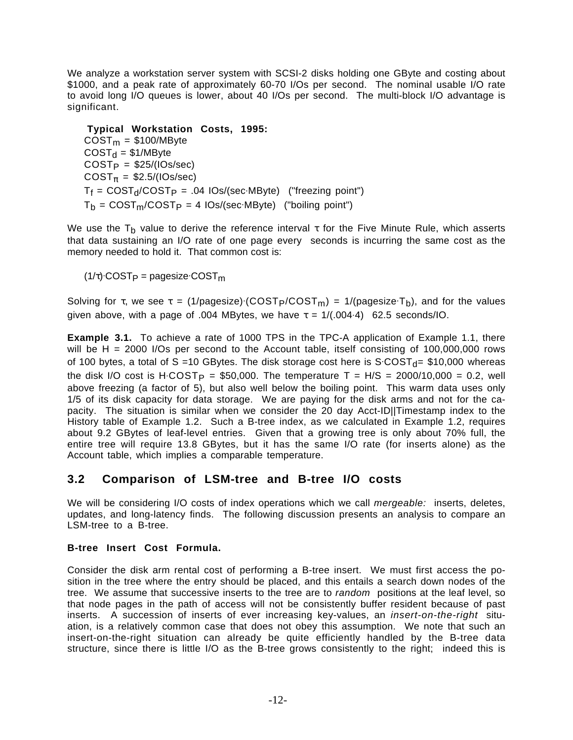We analyze a workstation server system with SCSI-2 disks holding one GByte and costing about \$1000, and a peak rate of approximately 60-70 I/Os per second. The nominal usable I/O rate to avoid long I/O queues is lower, about 40 I/Os per second. The multi-block I/O advantage is significant.

**Typical Workstation Costs, 1995:**

$COST_m$ = \$100/MByte
$COST_d$ = \$1/MByte
$COST_P$ = \$25/(IOs/sec)
$COST_\pi$ = \$2.5/(IOs/sec)
$T_f = COST_d/COST_P$ = .04 IOs/(sec·MByte) ("freezing point")
$T_b = COST_m/COST_P$ = 4 IOs/(sec·MByte) ("boiling point")

We use the $T_b$ value to derive the reference interval $\tau$ for the Five Minute Rule, which asserts that data sustaining an I/O rate of one page every seconds is incurring the same cost as the memory needed to hold it. That common cost is:

$$(1/\tau)\cdot COST_P = \text{pagesize}\cdot COST_m$$

Solving for $\tau$, we see $\tau = (1/\text{pagesize})\cdot(COST_P/COST_m) = 1/(\text{pagesize}\cdot T_b)$, and for the values given above, with a page of .004 MBytes, we have $\tau = 1/(.004\cdot 4) \approx 62.5$ seconds/IO.

**Example 3.1.** To achieve a rate of 1000 TPS in the TPC-A application of Example 1.1, there will be H = 2000 I/Os per second to the Account table, itself consisting of 100,000,000 rows of 100 bytes, a total of S =10 GBytes. The disk storage cost here is $S\cdot COST_d$= \$10,000 whereas the disk I/O cost is $H\cdot COST_P$ = \$50,000. The temperature T = H/S = 2000/10,000 = 0.2, well above freezing (a factor of 5), but also well below the boiling point. This warm data uses only 1/5 of its disk capacity for data storage. We are paying for the disk arms and not for the capacity. The situation is similar when we consider the 20 day Acct-ID||Timestamp index to the History table of Example 1.2. Such a B-tree index, as we calculated in Example 1.2, requires about 9.2 GBytes of leaf-level entries. Given that a growing tree is only about 70% full, the entire tree will require 13.8 GBytes, but it has the same I/O rate (for inserts alone) as the Account table, which implies a comparable temperature.

## 3.2 Comparison of LSM-tree and B-tree I/O costs

We will be considering I/O costs of index operations which we call *mergeable:* inserts, deletes, updates, and long-latency finds. The following discussion presents an analysis to compare an LSM-tree to a B-tree.

**B-tree Insert Cost Formula.**

Consider the disk arm rental cost of performing a B-tree insert. We must first access the position in the tree where the entry should be placed, and this entails a search down nodes of the tree. We assume that successive inserts to the tree are to *random* positions at the leaf level, so that node pages in the path of access will not be consistently buffer resident because of past inserts. A succession of inserts of ever increasing key-values, an *insert-on-the-right* situation, is a relatively common case that does not obey this assumption. We note that such an insert-on-the-right situation can already be quite efficiently handled by the B-tree data structure, since there is little I/O as the B-tree grows consistently to the right; indeed this is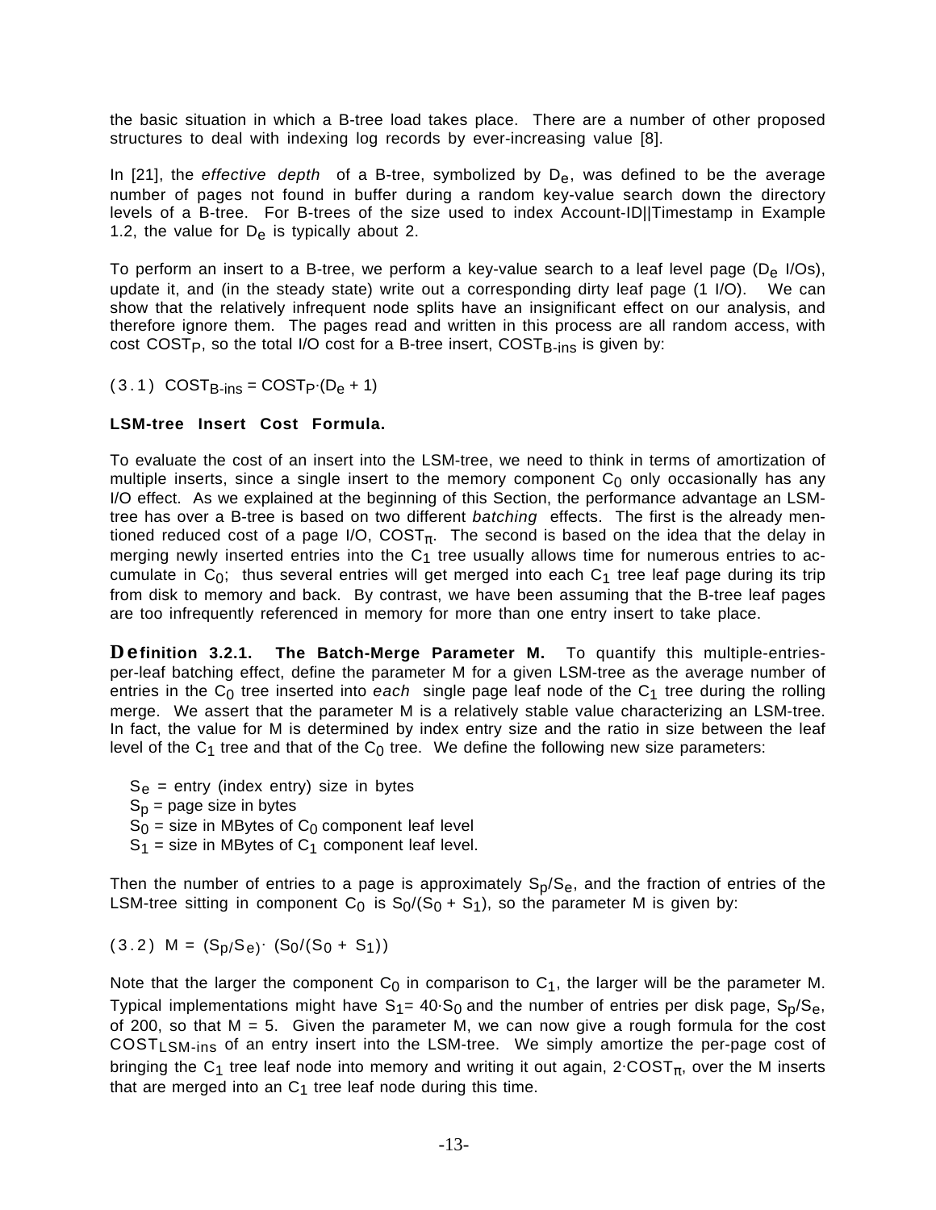the basic situation in which a B-tree load takes place. There are a number of other proposed structures to deal with indexing log records by ever-increasing value [8].

In [21], the *effective depth* of a B-tree, symbolized by $D_e$, was defined to be the average number of pages not found in buffer during a random key-value search down the directory levels of a B-tree. For B-trees of the size used to index Account-ID||Timestamp in Example 1.2, the value for $D_e$ is typically about 2.

To perform an insert to a B-tree, we perform a key-value search to a leaf level page ($D_e$ I/Os), update it, and (in the steady state) write out a corresponding dirty leaf page (1 I/O). We can show that the relatively infrequent node splits have an insignificant effect on our analysis, and therefore ignore them. The pages read and written in this process are all random access, with cost $COST_P$, so the total I/O cost for a B-tree insert, $COST_{B\text{-}ins}$ is given by:

(3.1) $COST_{B\text{-}ins} = COST_P \cdot (D_e + 1)$

**LSM-tree Insert Cost Formula.**

To evaluate the cost of an insert into the LSM-tree, we need to think in terms of amortization of multiple inserts, since a single insert to the memory component $C_0$ only occasionally has any I/O effect. As we explained at the beginning of this Section, the performance advantage an LSM-tree has over a B-tree is based on two different *batching* effects. The first is the already mentioned reduced cost of a page I/O, $COST_\pi$. The second is based on the idea that the delay in merging newly inserted entries into the $C_1$ tree usually allows time for numerous entries to accumulate in $C_0$; thus several entries will get merged into each $C_1$ tree leaf page during its trip from disk to memory and back. By contrast, we have been assuming that the B-tree leaf pages are too infrequently referenced in memory for more than one entry insert to take place.

**Definition 3.2.1. The Batch-Merge Parameter M.** To quantify this multiple-entries-per-leaf batching effect, define the parameter M for a given LSM-tree as the average number of entries in the $C_0$ tree inserted into *each* single page leaf node of the $C_1$ tree during the rolling merge. We assert that the parameter M is a relatively stable value characterizing an LSM-tree. In fact, the value for M is determined by index entry size and the ratio in size between the leaf level of the $C_1$ tree and that of the $C_0$ tree. We define the following new size parameters:

$S_e$ = entry (index entry) size in bytes
$S_p$ = page size in bytes
$S_0$ = size in MBytes of $C_0$ component leaf level
$S_1$ = size in MBytes of $C_1$ component leaf level.

Then the number of entries to a page is approximately $S_p/S_e$, and the fraction of entries of the LSM-tree sitting in component $C_0$ is $S_0/(S_0 + S_1)$, so the parameter M is given by:

(3.2) $M = (S_p/S_e) \cdot (S_0/(S_0 + S_1))$

Note that the larger the component $C_0$ in comparison to $C_1$, the larger will be the parameter M. Typical implementations might have $S_1 = 40 \cdot S_0$ and the number of entries per disk page, $S_p/S_e$, of 200, so that M = 5. Given the parameter M, we can now give a rough formula for the cost $COST_{LSM\text{-}ins}$ of an entry insert into the LSM-tree. We simply amortize the per-page cost of bringing the $C_1$ tree leaf node into memory and writing it out again, $2 \cdot COST_\pi$, over the M inserts that are merged into an $C_1$ tree leaf node during this time.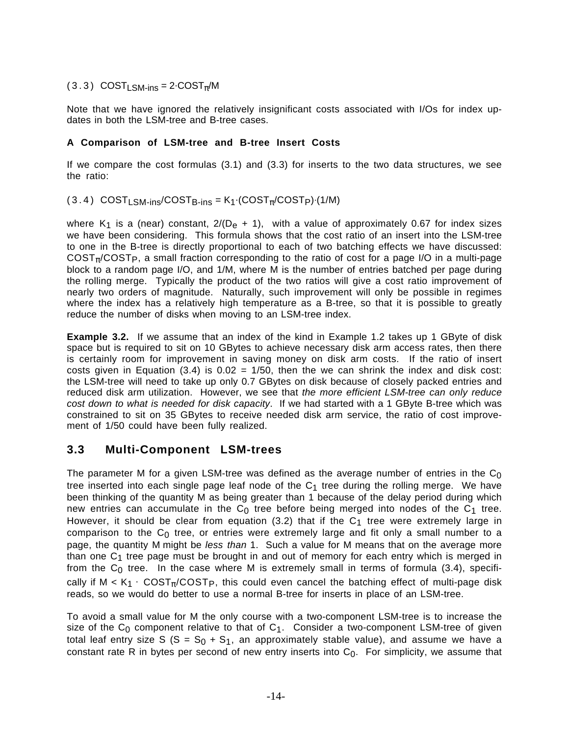(3.3) $COST_{LSM\text{-}ins} = 2 \cdot COST_{\pi}/M$

Note that we have ignored the relatively insignificant costs associated with I/Os for index updates in both the LSM-tree and B-tree cases.

**A Comparison of LSM-tree and B-tree Insert Costs**

If we compare the cost formulas (3.1) and (3.3) for inserts to the two data structures, we see the ratio:

(3.4) $COST_{LSM\text{-}ins}/COST_{B\text{-}ins} = K_1 \cdot (COST_{\pi}/COST_P) \cdot (1/M)$

where $K_1$ is a (near) constant, $2/(D_e + 1)$, with a value of approximately 0.67 for index sizes we have been considering. This formula shows that the cost ratio of an insert into the LSM-tree to one in the B-tree is directly proportional to each of two batching effects we have discussed: $COST_{\pi}/COST_P$, a small fraction corresponding to the ratio of cost for a page I/O in a multi-page block to a random page I/O, and 1/M, where M is the number of entries batched per page during the rolling merge. Typically the product of the two ratios will give a cost ratio improvement of nearly two orders of magnitude. Naturally, such improvement will only be possible in regimes where the index has a relatively high temperature as a B-tree, so that it is possible to greatly reduce the number of disks when moving to an LSM-tree index.

**Example 3.2.** If we assume that an index of the kind in Example 1.2 takes up 1 GByte of disk space but is required to sit on 10 GBytes to achieve necessary disk arm access rates, then there is certainly room for improvement in saving money on disk arm costs. If the ratio of insert costs given in Equation (3.4) is 0.02 = 1/50, then the we can shrink the index and disk cost: the LSM-tree will need to take up only 0.7 GBytes on disk because of closely packed entries and reduced disk arm utilization. However, we see that *the more efficient LSM-tree can only reduce cost down to what is needed for disk capacity*. If we had started with a 1 GByte B-tree which was constrained to sit on 35 GBytes to receive needed disk arm service, the ratio of cost improvement of 1/50 could have been fully realized.

## 3.3 Multi-Component LSM-trees

The parameter M for a given LSM-tree was defined as the average number of entries in the $C_0$ tree inserted into each single page leaf node of the $C_1$ tree during the rolling merge. We have been thinking of the quantity M as being greater than 1 because of the delay period during which new entries can accumulate in the $C_0$ tree before being merged into nodes of the $C_1$ tree. However, it should be clear from equation (3.2) that if the $C_1$ tree were extremely large in comparison to the $C_0$ tree, or entries were extremely large and fit only a small number to a page, the quantity M might be *less than* 1. Such a value for M means that on the average more than one $C_1$ tree page must be brought in and out of memory for each entry which is merged in from the $C_0$ tree. In the case where M is extremely small in terms of formula (3.4), specifically if $M < K_1 \cdot COST_{\pi}/COST_P$, this could even cancel the batching effect of multi-page disk reads, so we would do better to use a normal B-tree for inserts in place of an LSM-tree.

To avoid a small value for M the only course with a two-component LSM-tree is to increase the size of the $C_0$ component relative to that of $C_1$. Consider a two-component LSM-tree of given total leaf entry size S ($S = S_0 + S_1$, an approximately stable value), and assume we have a constant rate R in bytes per second of new entry inserts into $C_0$. For simplicity, we assume that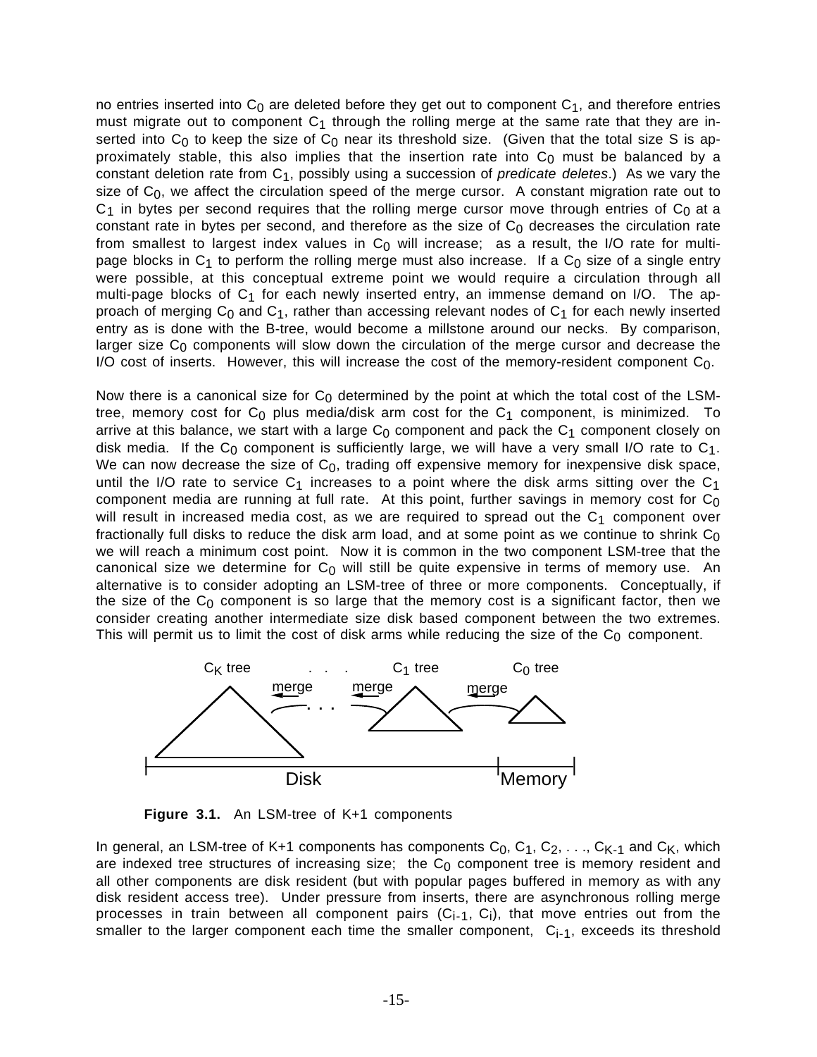no entries inserted into $C_0$ are deleted before they get out to component $C_1$, and therefore entries must migrate out to component $C_1$ through the rolling merge at the same rate that they are inserted into $C_0$ to keep the size of $C_0$ near its threshold size. (Given that the total size S is approximately stable, this also implies that the insertion rate into $C_0$ must be balanced by a constant deletion rate from $C_1$, possibly using a succession of *predicate deletes*.) As we vary the size of $C_0$, we affect the circulation speed of the merge cursor. A constant migration rate out to $C_1$ in bytes per second requires that the rolling merge cursor move through entries of $C_0$ at a constant rate in bytes per second, and therefore as the size of $C_0$ decreases the circulation rate from smallest to largest index values in $C_0$ will increase; as a result, the I/O rate for multi-page blocks in $C_1$ to perform the rolling merge must also increase. If a $C_0$ size of a single entry were possible, at this conceptual extreme point we would require a circulation through all multi-page blocks of $C_1$ for each newly inserted entry, an immense demand on I/O. The approach of merging $C_0$ and $C_1$, rather than accessing relevant nodes of $C_1$ for each newly inserted entry as is done with the B-tree, would become a millstone around our necks. By comparison, larger size $C_0$ components will slow down the circulation of the merge cursor and decrease the I/O cost of inserts. However, this will increase the cost of the memory-resident component $C_0$.

Now there is a canonical size for $C_0$ determined by the point at which the total cost of the LSM-tree, memory cost for $C_0$ plus media/disk arm cost for the $C_1$ component, is minimized. To arrive at this balance, we start with a large $C_0$ component and pack the $C_1$ component closely on disk media. If the $C_0$ component is sufficiently large, we will have a very small I/O rate to $C_1$. We can now decrease the size of $C_0$, trading off expensive memory for inexpensive disk space, until the I/O rate to service $C_1$ increases to a point where the disk arms sitting over the $C_1$ component media are running at full rate. At this point, further savings in memory cost for $C_0$ will result in increased media cost, as we are required to spread out the $C_1$ component over fractionally full disks to reduce the disk arm load, and at some point as we continue to shrink $C_0$ we will reach a minimum cost point. Now it is common in the two component LSM-tree that the canonical size we determine for $C_0$ will still be quite expensive in terms of memory use. An alternative is to consider adopting an LSM-tree of three or more components. Conceptually, if the size of the $C_0$ component is so large that the memory cost is a significant factor, then we consider creating another intermediate size disk based component between the two extremes. This will permit us to limit the cost of disk arms while reducing the size of the $C_0$ component.

**Figure 3.1.** An LSM-tree of K+1 components

In general, an LSM-tree of K+1 components has components $C_0$, $C_1$, $C_2$, . . ., $C_{K-1}$ and $C_K$, which are indexed tree structures of increasing size; the $C_0$ component tree is memory resident and all other components are disk resident (but with popular pages buffered in memory as with any disk resident access tree). Under pressure from inserts, there are asynchronous rolling merge processes in train between all component pairs ($C_{i-1}$, $C_i$), that move entries out from the smaller to the larger component each time the smaller component, $C_{i-1}$, exceeds its threshold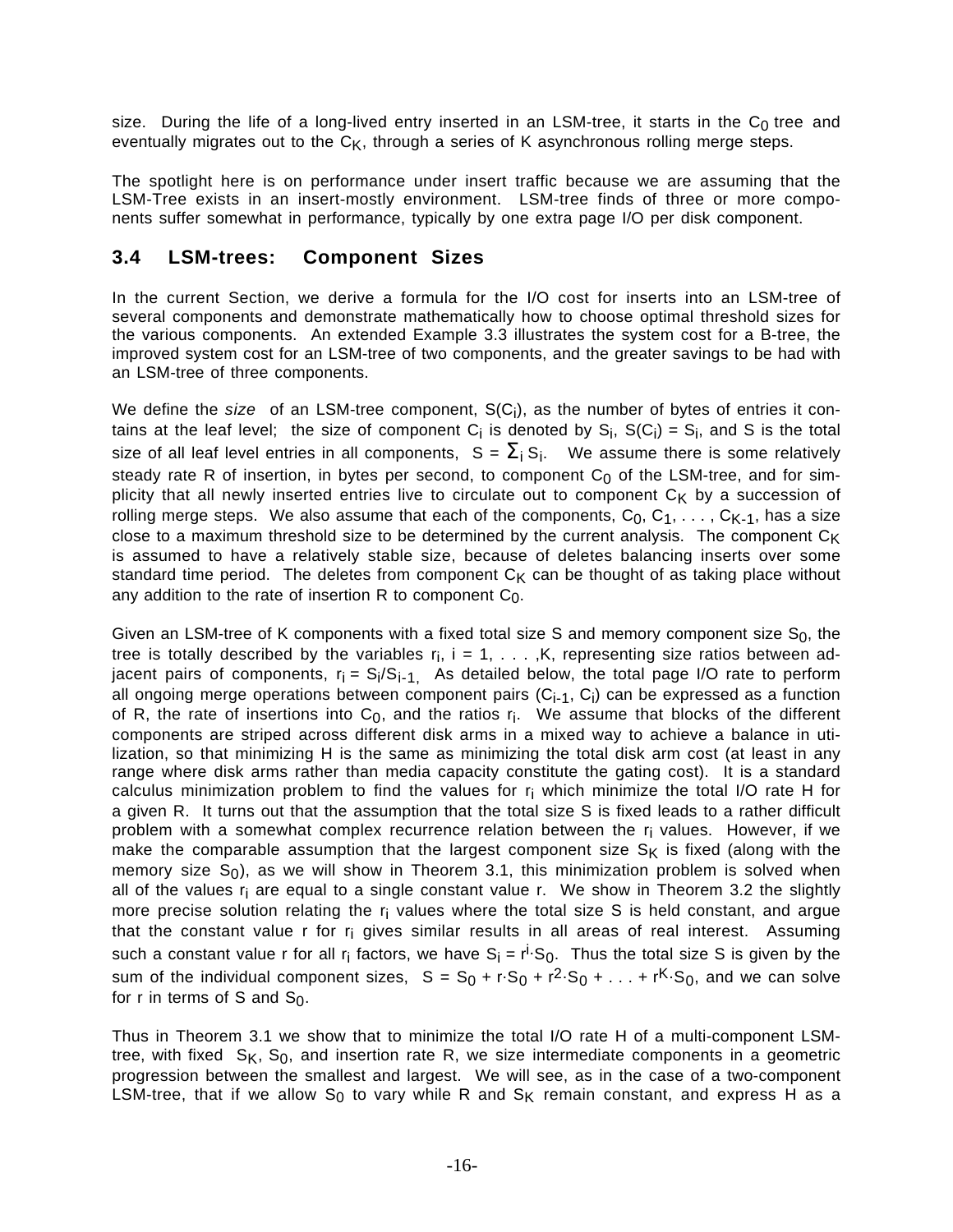size. During the life of a long-lived entry inserted in an LSM-tree, it starts in the $C_0$ tree and eventually migrates out to the $C_K$, through a series of K asynchronous rolling merge steps.

The spotlight here is on performance under insert traffic because we are assuming that the LSM-Tree exists in an insert-mostly environment. LSM-tree finds of three or more components suffer somewhat in performance, typically by one extra page I/O per disk component.

### 3.4 LSM-trees: Component Sizes

In the current Section, we derive a formula for the I/O cost for inserts into an LSM-tree of several components and demonstrate mathematically how to choose optimal threshold sizes for the various components. An extended Example 3.3 illustrates the system cost for a B-tree, the improved system cost for an LSM-tree of two components, and the greater savings to be had with an LSM-tree of three components.

We define the *size* of an LSM-tree component, $S(C_i)$, as the number of bytes of entries it contains at the leaf level; the size of component $C_i$ is denoted by $S_i$, $S(C_i) = S_i$, and S is the total size of all leaf level entries in all components, $S = \Sigma_i S_i$. We assume there is some relatively steady rate R of insertion, in bytes per second, to component $C_0$ of the LSM-tree, and for simplicity that all newly inserted entries live to circulate out to component $C_K$ by a succession of rolling merge steps. We also assume that each of the components, $C_0, C_1, \ldots, C_{K-1}$, has a size close to a maximum threshold size to be determined by the current analysis. The component $C_K$ is assumed to have a relatively stable size, because of deletes balancing inserts over some standard time period. The deletes from component $C_K$ can be thought of as taking place without any addition to the rate of insertion R to component $C_0$.

Given an LSM-tree of K components with a fixed total size S and memory component size $S_0$, the tree is totally described by the variables $r_i$, $i = 1, \ldots, K$, representing size ratios between adjacent pairs of components, $r_i = S_i/S_{i-1}$. As detailed below, the total page I/O rate to perform all ongoing merge operations between component pairs $(C_{i-1}, C_i)$ can be expressed as a function of R, the rate of insertions into $C_0$, and the ratios $r_i$. We assume that blocks of the different components are striped across different disk arms in a mixed way to achieve a balance in utilization, so that minimizing H is the same as minimizing the total disk arm cost (at least in any range where disk arms rather than media capacity constitute the gating cost). It is a standard calculus minimization problem to find the values for $r_i$ which minimize the total I/O rate H for a given R. It turns out that the assumption that the total size S is fixed leads to a rather difficult problem with a somewhat complex recurrence relation between the $r_i$ values. However, if we make the comparable assumption that the largest component size $S_K$ is fixed (along with the memory size $S_0$), as we will show in Theorem 3.1, this minimization problem is solved when all of the values $r_i$ are equal to a single constant value r. We show in Theorem 3.2 the slightly more precise solution relating the $r_i$ values where the total size S is held constant, and argue that the constant value r for $r_i$ gives similar results in all areas of real interest. Assuming such a constant value r for all $r_i$ factors, we have $S_i = r^i \cdot S_0$. Thus the total size S is given by the sum of the individual component sizes, $S = S_0 + r \cdot S_0 + r^2 \cdot S_0 + \ldots + r^K \cdot S_0$, and we can solve for r in terms of S and $S_0$.

Thus in Theorem 3.1 we show that to minimize the total I/O rate H of a multi-component LSM-tree, with fixed $S_K$, $S_0$, and insertion rate R, we size intermediate components in a geometric progression between the smallest and largest. We will see, as in the case of a two-component LSM-tree, that if we allow $S_0$ to vary while R and $S_K$ remain constant, and express H as a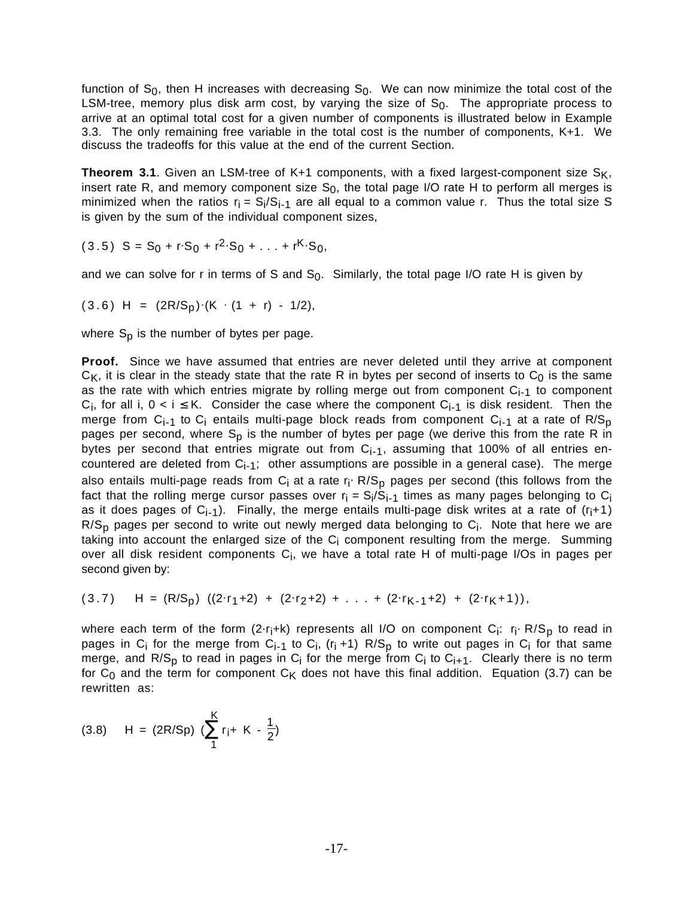function of $S_0$, then H increases with decreasing $S_0$. We can now minimize the total cost of the LSM-tree, memory plus disk arm cost, by varying the size of $S_0$. The appropriate process to arrive at an optimal total cost for a given number of components is illustrated below in Example 3.3. The only remaining free variable in the total cost is the number of components, K+1. We discuss the tradeoffs for this value at the end of the current Section.

**Theorem 3.1**. Given an LSM-tree of K+1 components, with a fixed largest-component size $S_K$, insert rate R, and memory component size $S_0$, the total page I/O rate H to perform all merges is minimized when the ratios $r_i = S_i/S_{i-1}$ are all equal to a common value r. Thus the total size S is given by the sum of the individual component sizes,

(3.5) $S = S_0 + r \cdot S_0 + r^2 \cdot S_0 + \ldots + r^K \cdot S_0$,

and we can solve for r in terms of S and $S_0$. Similarly, the total page I/O rate H is given by

(3.6) $H = (2R/S_p) \cdot (K \cdot (1 + r) - 1/2)$,

where $S_p$ is the number of bytes per page.

**Proof.** Since we have assumed that entries are never deleted until they arrive at component $C_K$, it is clear in the steady state that the rate R in bytes per second of inserts to $C_0$ is the same as the rate with which entries migrate by rolling merge out from component $C_{i-1}$ to component $C_i$, for all i, $0 < i \leq K$. Consider the case where the component $C_{i-1}$ is disk resident. Then the merge from $C_{i-1}$ to $C_i$ entails multi-page block reads from component $C_{i-1}$ at a rate of $R/S_p$ pages per second, where $S_p$ is the number of bytes per page (we derive this from the rate R in bytes per second that entries migrate out from $C_{i-1}$, assuming that 100% of all entries encountered are deleted from $C_{i-1}$; other assumptions are possible in a general case). The merge also entails multi-page reads from $C_i$ at a rate $r_i \cdot R/S_p$ pages per second (this follows from the fact that the rolling merge cursor passes over $r_i = S_i/S_{i-1}$ times as many pages belonging to $C_i$ as it does pages of $C_{i-1}$). Finally, the merge entails multi-page disk writes at a rate of $(r_i+1)$ $R/S_p$ pages per second to write out newly merged data belonging to $C_i$. Note that here we are taking into account the enlarged size of the $C_i$ component resulting from the merge. Summing over all disk resident components $C_i$, we have a total rate H of multi-page I/Os in pages per second given by:

(3.7) $H = (R/S_p)\ ((2 \cdot r_1+2) + (2 \cdot r_2+2) + \ldots + (2 \cdot r_{K-1}+2) + (2 \cdot r_K+1))$,

where each term of the form $(2 \cdot r_i+k)$ represents all I/O on component $C_i$: $r_i \cdot R/S_p$ to read in pages in $C_i$ for the merge from $C_{i-1}$ to $C_i$, $(r_i+1)$ $R/S_p$ to write out pages in $C_i$ for that same merge, and $R/S_p$ to read in pages in $C_i$ for the merge from $C_i$ to $C_{i+1}$. Clearly there is no term for $C_0$ and the term for component $C_K$ does not have this final addition. Equation (3.7) can be rewritten as:

$$\text{(3.8)} \quad H = (2R/Sp)\ \left(\sum_{1}^{K} r_i + K - \frac{1}{2}\right)$$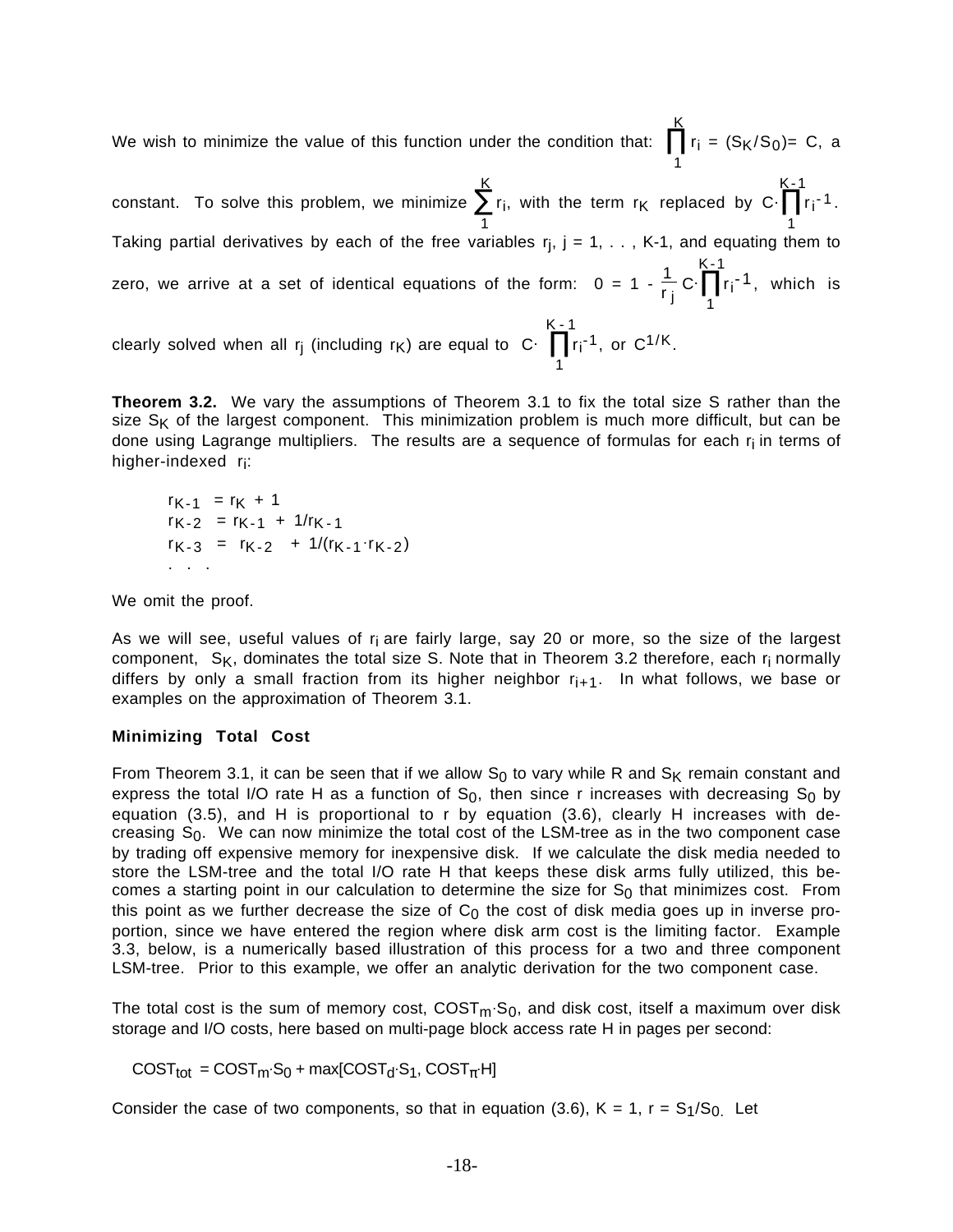We wish to minimize the value of this function under the condition that: $\prod_{1}^{K} r_i = (S_K/S_0) = C$, a constant. To solve this problem, we minimize $\sum_{1}^{K} r_i$, with the term $r_K$ replaced by $C \cdot \prod_{1}^{K-1} r_i^{-1}$. Taking partial derivatives by each of the free variables $r_j$, j = 1, . . . , K-1, and equating them to zero, we arrive at a set of identical equations of the form: $0 = 1 - \frac{1}{r_j} C \cdot \prod_{1}^{K-1} r_i^{-1}$, which is clearly solved when all $r_j$ (including $r_K$) are equal to $C \cdot \prod_{1}^{K-1} r_i^{-1}$, or $C^{1/K}$.

**Theorem 3.2.** We vary the assumptions of Theorem 3.1 to fix the total size S rather than the size $S_K$ of the largest component. This minimization problem is much more difficult, but can be done using Lagrange multipliers. The results are a sequence of formulas for each $r_i$ in terms of higher-indexed $r_i$:

$$r_{K-1} = r_K + 1$$
$$r_{K-2} = r_{K-1} + 1/r_{K-1}$$
$$r_{K-3} = r_{K-2} + 1/(r_{K-1} \cdot r_{K-2})$$
$$. \quad . \quad .$$

We omit the proof.

As we will see, useful values of $r_i$ are fairly large, say 20 or more, so the size of the largest component, $S_K$, dominates the total size S. Note that in Theorem 3.2 therefore, each $r_i$ normally differs by only a small fraction from its higher neighbor $r_{i+1}$. In what follows, we base or examples on the approximation of Theorem 3.1.

### Minimizing Total Cost

From Theorem 3.1, it can be seen that if we allow $S_0$ to vary while R and $S_K$ remain constant and express the total I/O rate H as a function of $S_0$, then since r increases with decreasing $S_0$ by equation (3.5), and H is proportional to r by equation (3.6), clearly H increases with decreasing $S_0$. We can now minimize the total cost of the LSM-tree as in the two component case by trading off expensive memory for inexpensive disk. If we calculate the disk media needed to store the LSM-tree and the total I/O rate H that keeps these disk arms fully utilized, this becomes a starting point in our calculation to determine the size for $S_0$ that minimizes cost. From this point as we further decrease the size of $C_0$ the cost of disk media goes up in inverse proportion, since we have entered the region where disk arm cost is the limiting factor. Example 3.3, below, is a numerically based illustration of this process for a two and three component LSM-tree. Prior to this example, we offer an analytic derivation for the two component case.

The total cost is the sum of memory cost, $COST_m \cdot S_0$, and disk cost, itself a maximum over disk storage and I/O costs, here based on multi-page block access rate H in pages per second:

$$COST_{tot} = COST_m \cdot S_0 + \max[COST_d \cdot S_1, COST_\pi \cdot H]$$

Consider the case of two components, so that in equation (3.6), K = 1, $r = S_1/S_0$. Let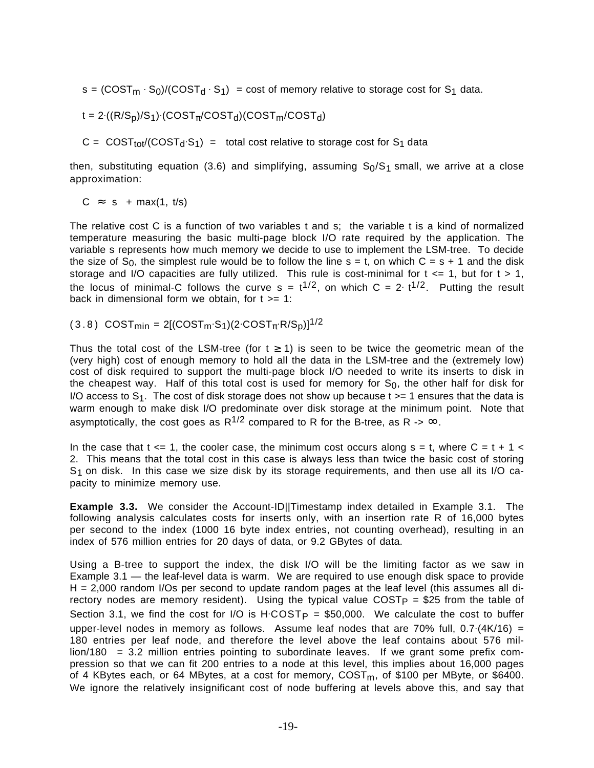$s = (COST_m \cdot S_0)/(COST_d \cdot S_1)$ = cost of memory relative to storage cost for $S_1$ data.

$t = 2 \cdot ((R/S_p)/S_1) \cdot (COST_\pi/COST_d)(COST_m/COST_d)$

$C = COST_{tot}/(COST_d \cdot S_1)$ = total cost relative to storage cost for $S_1$ data

then, substituting equation (3.6) and simplifying, assuming $S_0/S_1$ small, we arrive at a close approximation:

$$C \approx s + \max(1, t/s)$$

The relative cost C is a function of two variables t and s; the variable t is a kind of normalized temperature measuring the basic multi-page block I/O rate required by the application. The variable s represents how much memory we decide to use to implement the LSM-tree. To decide the size of $S_0$, the simplest rule would be to follow the line $s = t$, on which $C = s + 1$ and the disk storage and I/O capacities are fully utilized. This rule is cost-minimal for $t <= 1$, but for $t > 1$, the locus of minimal-C follows the curve $s = t^{1/2}$, on which $C = 2 \cdot t^{1/2}$. Putting the result back in dimensional form we obtain, for $t >= 1$:

$$(3.8) \quad COST_{min} = 2[(COST_m \cdot S_1)(2 \cdot COST_\pi \cdot R/S_p)]^{1/2}$$

Thus the total cost of the LSM-tree (for $t \geq 1$) is seen to be twice the geometric mean of the (very high) cost of enough memory to hold all the data in the LSM-tree and the (extremely low) cost of disk required to support the multi-page block I/O needed to write its inserts to disk in the cheapest way. Half of this total cost is used for memory for $S_0$, the other half for disk for I/O access to $S_1$. The cost of disk storage does not show up because $t >= 1$ ensures that the data is warm enough to make disk I/O predominate over disk storage at the minimum point. Note that asymptotically, the cost goes as $R^{1/2}$ compared to R for the B-tree, as $R \to \infty$.

In the case that $t <= 1$, the cooler case, the minimum cost occurs along $s = t$, where $C = t + 1 < 2$. This means that the total cost in this case is always less than twice the basic cost of storing $S_1$ on disk. In this case we size disk by its storage requirements, and then use all its I/O capacity to minimize memory use.

**Example 3.3.** We consider the Account-ID||Timestamp index detailed in Example 3.1. The following analysis calculates costs for inserts only, with an insertion rate R of 16,000 bytes per second to the index (1000 16 byte index entries, not counting overhead), resulting in an index of 576 million entries for 20 days of data, or 9.2 GBytes of data.

Using a B-tree to support the index, the disk I/O will be the limiting factor as we saw in Example 3.1 — the leaf-level data is warm. We are required to use enough disk space to provide H = 2,000 random I/Os per second to update random pages at the leaf level (this assumes all directory nodes are memory resident). Using the typical value $COST_P$ = \$25 from the table of Section 3.1, we find the cost for I/O is $H \cdot COST_P$ = \$50,000. We calculate the cost to buffer upper-level nodes in memory as follows. Assume leaf nodes that are 70% full, $0.7 \cdot (4K/16)$ = 180 entries per leaf node, and therefore the level above the leaf contains about 576 million/180 = 3.2 million entries pointing to subordinate leaves. If we grant some prefix compression so that we can fit 200 entries to a node at this level, this implies about 16,000 pages of 4 KBytes each, or 64 MBytes, at a cost for memory, $COST_m$, of \$100 per MByte, or \$6400. We ignore the relatively insignificant cost of node buffering at levels above this, and say that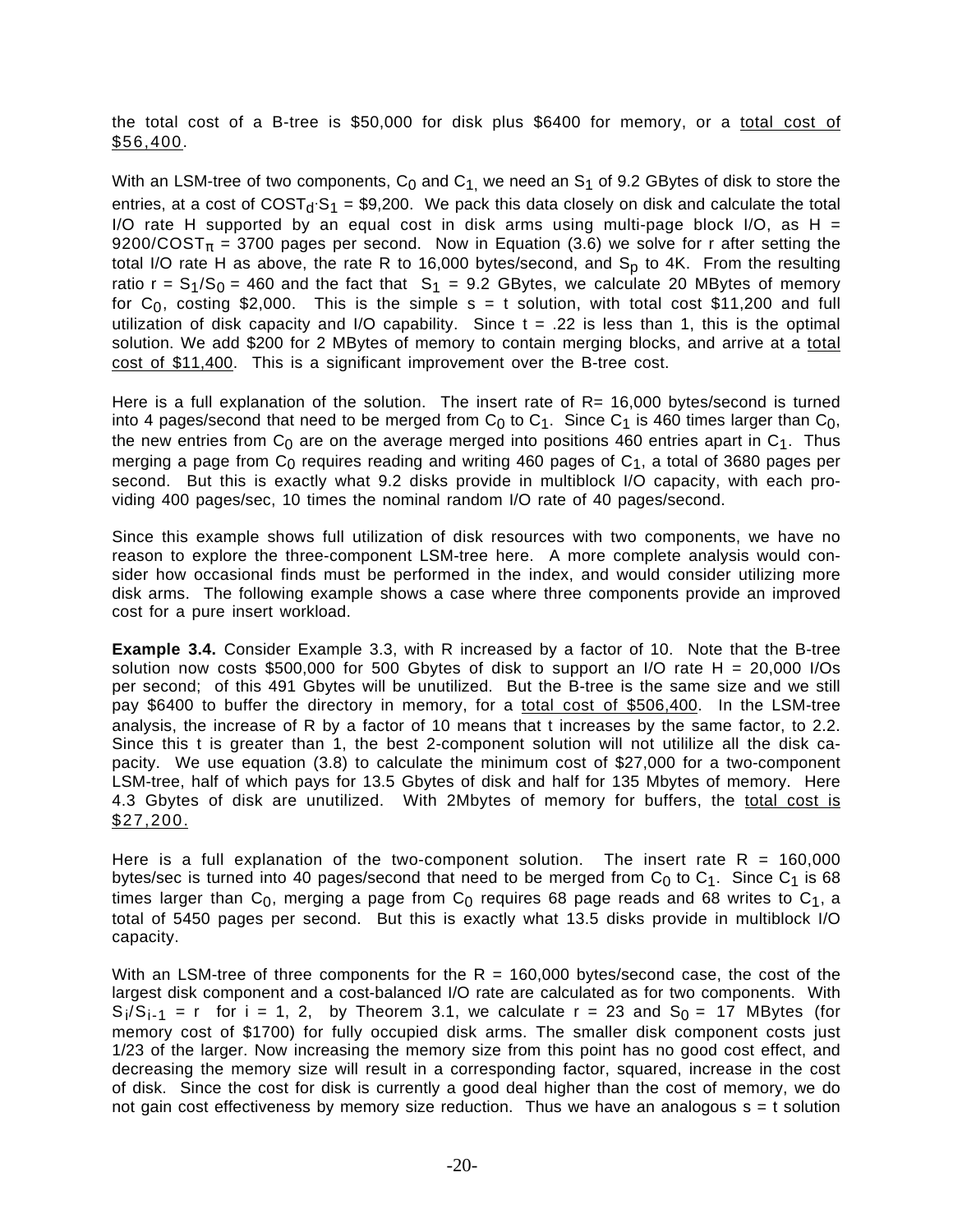the total cost of a B-tree is $50,000 for disk plus $6400 for memory, or a <u>total cost of $56,400</u>.

With an LSM-tree of two components, $C_0$ and $C_1$, we need an $S_1$ of 9.2 GBytes of disk to store the entries, at a cost of $COST_d \cdot S_1$ = $9,200. We pack this data closely on disk and calculate the total I/O rate H supported by an equal cost in disk arms using multi-page block I/O, as H = $9200/COST_\pi$ = 3700 pages per second. Now in Equation (3.6) we solve for r after setting the total I/O rate H as above, the rate R to 16,000 bytes/second, and $S_p$ to 4K. From the resulting ratio $r = S_1/S_0 = 460$ and the fact that $S_1$ = 9.2 GBytes, we calculate 20 MBytes of memory for $C_0$, costing $2,000. This is the simple s = t solution, with total cost $11,200 and full utilization of disk capacity and I/O capability. Since t = .22 is less than 1, this is the optimal solution. We add $200 for 2 MBytes of memory to contain merging blocks, and arrive at a <u>total cost of $11,400</u>. This is a significant improvement over the B-tree cost.

Here is a full explanation of the solution. The insert rate of R= 16,000 bytes/second is turned into 4 pages/second that need to be merged from $C_0$ to $C_1$. Since $C_1$ is 460 times larger than $C_0$, the new entries from $C_0$ are on the average merged into positions 460 entries apart in $C_1$. Thus merging a page from $C_0$ requires reading and writing 460 pages of $C_1$, a total of 3680 pages per second. But this is exactly what 9.2 disks provide in multiblock I/O capacity, with each providing 400 pages/sec, 10 times the nominal random I/O rate of 40 pages/second.

Since this example shows full utilization of disk resources with two components, we have no reason to explore the three-component LSM-tree here. A more complete analysis would consider how occasional finds must be performed in the index, and would consider utilizing more disk arms. The following example shows a case where three components provide an improved cost for a pure insert workload.

**Example 3.4.** Consider Example 3.3, with R increased by a factor of 10. Note that the B-tree solution now costs $500,000 for 500 Gbytes of disk to support an I/O rate H = 20,000 I/Os per second; of this 491 Gbytes will be unutilized. But the B-tree is the same size and we still pay $6400 to buffer the directory in memory, for a <u>total cost of $506,400</u>. In the LSM-tree analysis, the increase of R by a factor of 10 means that t increases by the same factor, to 2.2. Since this t is greater than 1, the best 2-component solution will not utililize all the disk capacity. We use equation (3.8) to calculate the minimum cost of $27,000 for a two-component LSM-tree, half of which pays for 13.5 Gbytes of disk and half for 135 Mbytes of memory. Here 4.3 Gbytes of disk are unutilized. With 2Mbytes of memory for buffers, the <u>total cost is $27,200.</u>

Here is a full explanation of the two-component solution. The insert rate R = 160,000 bytes/sec is turned into 40 pages/second that need to be merged from $C_0$ to $C_1$. Since $C_1$ is 68 times larger than $C_0$, merging a page from $C_0$ requires 68 page reads and 68 writes to $C_1$, a total of 5450 pages per second. But this is exactly what 13.5 disks provide in multiblock I/O capacity.

With an LSM-tree of three components for the R = 160,000 bytes/second case, the cost of the largest disk component and a cost-balanced I/O rate are calculated as for two components. With $S_i/S_{i-1} = r$ for i = 1, 2, by Theorem 3.1, we calculate r = 23 and $S_0$ = 17 MBytes (for memory cost of $1700) for fully occupied disk arms. The smaller disk component costs just 1/23 of the larger. Now increasing the memory size from this point has no good cost effect, and decreasing the memory size will result in a corresponding factor, squared, increase in the cost of disk. Since the cost for disk is currently a good deal higher than the cost of memory, we do not gain cost effectiveness by memory size reduction. Thus we have an analogous s = t solution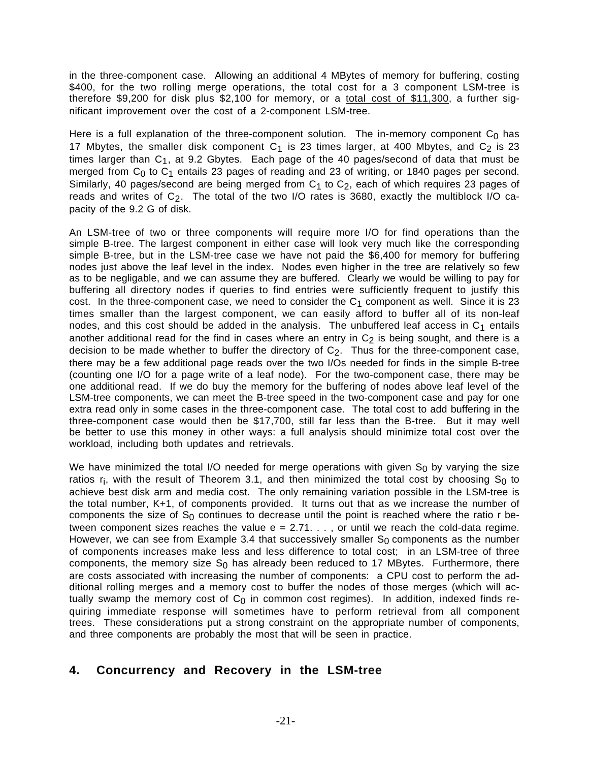in the three-component case. Allowing an additional 4 MBytes of memory for buffering, costing \$400, for the two rolling merge operations, the total cost for a 3 component LSM-tree is therefore \$9,200 for disk plus \$2,100 for memory, or a <u>total cost of \$11,300</u>, a further significant improvement over the cost of a 2-component LSM-tree.

Here is a full explanation of the three-component solution. The in-memory component $C_0$ has 17 Mbytes, the smaller disk component $C_1$ is 23 times larger, at 400 Mbytes, and $C_2$ is 23 times larger than $C_1$, at 9.2 Gbytes. Each page of the 40 pages/second of data that must be merged from $C_0$ to $C_1$ entails 23 pages of reading and 23 of writing, or 1840 pages per second. Similarly, 40 pages/second are being merged from $C_1$ to $C_2$, each of which requires 23 pages of reads and writes of $C_2$. The total of the two I/O rates is 3680, exactly the multiblock I/O capacity of the 9.2 G of disk.

An LSM-tree of two or three components will require more I/O for find operations than the simple B-tree. The largest component in either case will look very much like the corresponding simple B-tree, but in the LSM-tree case we have not paid the \$6,400 for memory for buffering nodes just above the leaf level in the index. Nodes even higher in the tree are relatively so few as to be negligable, and we can assume they are buffered. Clearly we would be willing to pay for buffering all directory nodes if queries to find entries were sufficiently frequent to justify this cost. In the three-component case, we need to consider the $C_1$ component as well. Since it is 23 times smaller than the largest component, we can easily afford to buffer all of its non-leaf nodes, and this cost should be added in the analysis. The unbuffered leaf access in $C_1$ entails another additional read for the find in cases where an entry in $C_2$ is being sought, and there is a decision to be made whether to buffer the directory of $C_2$. Thus for the three-component case, there may be a few additional page reads over the two I/Os needed for finds in the simple B-tree (counting one I/O for a page write of a leaf node). For the two-component case, there may be one additional read. If we do buy the memory for the buffering of nodes above leaf level of the LSM-tree components, we can meet the B-tree speed in the two-component case and pay for one extra read only in some cases in the three-component case. The total cost to add buffering in the three-component case would then be \$17,700, still far less than the B-tree. But it may well be better to use this money in other ways: a full analysis should minimize total cost over the workload, including both updates and retrievals.

We have minimized the total I/O needed for merge operations with given $S_0$ by varying the size ratios $r_i$, with the result of Theorem 3.1, and then minimized the total cost by choosing $S_0$ to achieve best disk arm and media cost. The only remaining variation possible in the LSM-tree is the total number, K+1, of components provided. It turns out that as we increase the number of components the size of $S_0$ continues to decrease until the point is reached where the ratio r between component sizes reaches the value $e = 2.71...$, or until we reach the cold-data regime. However, we can see from Example 3.4 that successively smaller $S_0$ components as the number of components increases make less and less difference to total cost; in an LSM-tree of three components, the memory size $S_0$ has already been reduced to 17 MBytes. Furthermore, there are costs associated with increasing the number of components: a CPU cost to perform the additional rolling merges and a memory cost to buffer the nodes of those merges (which will actually swamp the memory cost of $C_0$ in common cost regimes). In addition, indexed finds requiring immediate response will sometimes have to perform retrieval from all component trees. These considerations put a strong constraint on the appropriate number of components, and three components are probably the most that will be seen in practice.

## 4. Concurrency and Recovery in the LSM-tree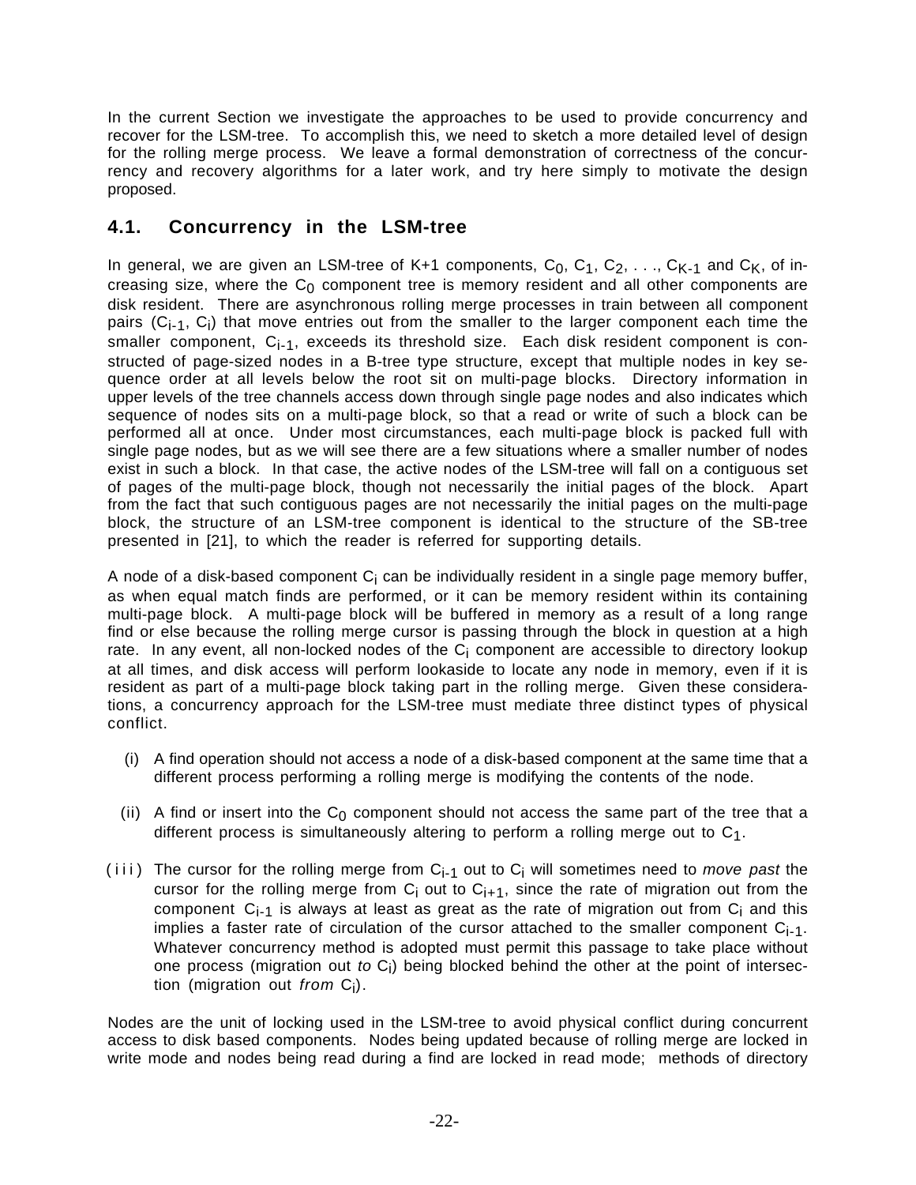In the current Section we investigate the approaches to be used to provide concurrency and recover for the LSM-tree. To accomplish this, we need to sketch a more detailed level of design for the rolling merge process. We leave a formal demonstration of correctness of the concurrency and recovery algorithms for a later work, and try here simply to motivate the design proposed.

## 4.1. Concurrency in the LSM-tree

In general, we are given an LSM-tree of K+1 components, $C_0$, $C_1$, $C_2$, . . ., $C_{K-1}$ and $C_K$, of increasing size, where the $C_0$ component tree is memory resident and all other components are disk resident. There are asynchronous rolling merge processes in train between all component pairs ($C_{i-1}$, $C_i$) that move entries out from the smaller to the larger component each time the smaller component, $C_{i-1}$, exceeds its threshold size. Each disk resident component is constructed of page-sized nodes in a B-tree type structure, except that multiple nodes in key sequence order at all levels below the root sit on multi-page blocks. Directory information in upper levels of the tree channels access down through single page nodes and also indicates which sequence of nodes sits on a multi-page block, so that a read or write of such a block can be performed all at once. Under most circumstances, each multi-page block is packed full with single page nodes, but as we will see there are a few situations where a smaller number of nodes exist in such a block. In that case, the active nodes of the LSM-tree will fall on a contiguous set of pages of the multi-page block, though not necessarily the initial pages of the block. Apart from the fact that such contiguous pages are not necessarily the initial pages on the multi-page block, the structure of an LSM-tree component is identical to the structure of the SB-tree presented in [21], to which the reader is referred for supporting details.

A node of a disk-based component $C_i$ can be individually resident in a single page memory buffer, as when equal match finds are performed, or it can be memory resident within its containing multi-page block. A multi-page block will be buffered in memory as a result of a long range find or else because the rolling merge cursor is passing through the block in question at a high rate. In any event, all non-locked nodes of the $C_i$ component are accessible to directory lookup at all times, and disk access will perform lookaside to locate any node in memory, even if it is resident as part of a multi-page block taking part in the rolling merge. Given these considerations, a concurrency approach for the LSM-tree must mediate three distinct types of physical conflict.

(i) A find operation should not access a node of a disk-based component at the same time that a different process performing a rolling merge is modifying the contents of the node.

(ii) A find or insert into the $C_0$ component should not access the same part of the tree that a different process is simultaneously altering to perform a rolling merge out to $C_1$.

(iii) The cursor for the rolling merge from $C_{i-1}$ out to $C_i$ will sometimes need to *move past* the cursor for the rolling merge from $C_i$ out to $C_{i+1}$, since the rate of migration out from the component $C_{i-1}$ is always at least as great as the rate of migration out from $C_i$ and this implies a faster rate of circulation of the cursor attached to the smaller component $C_{i-1}$. Whatever concurrency method is adopted must permit this passage to take place without one process (migration out *to* $C_i$) being blocked behind the other at the point of intersection (migration out *from* $C_i$).

Nodes are the unit of locking used in the LSM-tree to avoid physical conflict during concurrent access to disk based components. Nodes being updated because of rolling merge are locked in write mode and nodes being read during a find are locked in read mode; methods of directory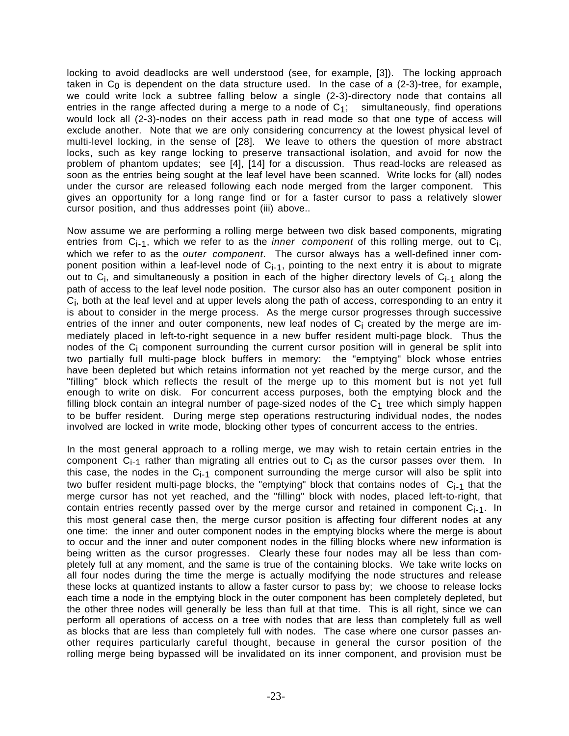locking to avoid deadlocks are well understood (see, for example, [3]). The locking approach taken in $C_0$ is dependent on the data structure used. In the case of a (2-3)-tree, for example, we could write lock a subtree falling below a single (2-3)-directory node that contains all entries in the range affected during a merge to a node of $C_1$; simultaneously, find operations would lock all (2-3)-nodes on their access path in read mode so that one type of access will exclude another. Note that we are only considering concurrency at the lowest physical level of multi-level locking, in the sense of [28]. We leave to others the question of more abstract locks, such as key range locking to preserve transactional isolation, and avoid for now the problem of phantom updates; see [4], [14] for a discussion. Thus read-locks are released as soon as the entries being sought at the leaf level have been scanned. Write locks for (all) nodes under the cursor are released following each node merged from the larger component. This gives an opportunity for a long range find or for a faster cursor to pass a relatively slower cursor position, and thus addresses point (iii) above..

Now assume we are performing a rolling merge between two disk based components, migrating entries from $C_{i-1}$, which we refer to as the *inner component* of this rolling merge, out to $C_i$, which we refer to as the *outer component*. The cursor always has a well-defined inner component position within a leaf-level node of $C_{i-1}$, pointing to the next entry it is about to migrate out to $C_i$, and simultaneously a position in each of the higher directory levels of $C_{i-1}$ along the path of access to the leaf level node position. The cursor also has an outer component position in $C_i$, both at the leaf level and at upper levels along the path of access, corresponding to an entry it is about to consider in the merge process. As the merge cursor progresses through successive entries of the inner and outer components, new leaf nodes of $C_i$ created by the merge are immediately placed in left-to-right sequence in a new buffer resident multi-page block. Thus the nodes of the $C_i$ component surrounding the current cursor position will in general be split into two partially full multi-page block buffers in memory: the "emptying" block whose entries have been depleted but which retains information not yet reached by the merge cursor, and the "filling" block which reflects the result of the merge up to this moment but is not yet full enough to write on disk. For concurrent access purposes, both the emptying block and the filling block contain an integral number of page-sized nodes of the $C_1$ tree which simply happen to be buffer resident. During merge step operations restructuring individual nodes, the nodes involved are locked in write mode, blocking other types of concurrent access to the entries.

In the most general approach to a rolling merge, we may wish to retain certain entries in the component $C_{i-1}$ rather than migrating all entries out to $C_i$ as the cursor passes over them. In this case, the nodes in the $C_{i-1}$ component surrounding the merge cursor will also be split into two buffer resident multi-page blocks, the "emptying" block that contains nodes of $C_{i-1}$ that the merge cursor has not yet reached, and the "filling" block with nodes, placed left-to-right, that contain entries recently passed over by the merge cursor and retained in component $C_{i-1}$. In this most general case then, the merge cursor position is affecting four different nodes at any one time: the inner and outer component nodes in the emptying blocks where the merge is about to occur and the inner and outer component nodes in the filling blocks where new information is being written as the cursor progresses. Clearly these four nodes may all be less than completely full at any moment, and the same is true of the containing blocks. We take write locks on all four nodes during the time the merge is actually modifying the node structures and release these locks at quantized instants to allow a faster cursor to pass by; we choose to release locks each time a node in the emptying block in the outer component has been completely depleted, but the other three nodes will generally be less than full at that time. This is all right, since we can perform all operations of access on a tree with nodes that are less than completely full as well as blocks that are less than completely full with nodes. The case where one cursor passes another requires particularly careful thought, because in general the cursor position of the rolling merge being bypassed will be invalidated on its inner component, and provision must be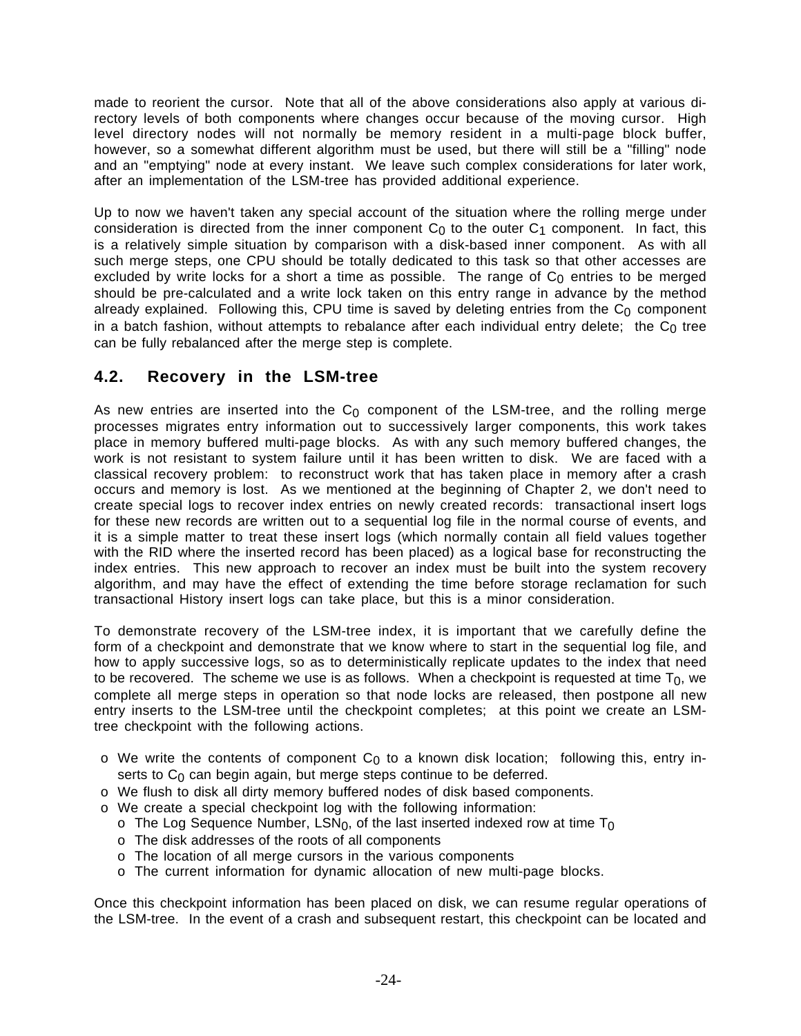made to reorient the cursor. Note that all of the above considerations also apply at various directory levels of both components where changes occur because of the moving cursor. High level directory nodes will not normally be memory resident in a multi-page block buffer, however, so a somewhat different algorithm must be used, but there will still be a "filling" node and an "emptying" node at every instant. We leave such complex considerations for later work, after an implementation of the LSM-tree has provided additional experience.

Up to now we haven't taken any special account of the situation where the rolling merge under consideration is directed from the inner component $C_0$ to the outer $C_1$ component. In fact, this is a relatively simple situation by comparison with a disk-based inner component. As with all such merge steps, one CPU should be totally dedicated to this task so that other accesses are excluded by write locks for a short a time as possible. The range of $C_0$ entries to be merged should be pre-calculated and a write lock taken on this entry range in advance by the method already explained. Following this, CPU time is saved by deleting entries from the $C_0$ component in a batch fashion, without attempts to rebalance after each individual entry delete; the $C_0$ tree can be fully rebalanced after the merge step is complete.

## 4.2. Recovery in the LSM-tree

As new entries are inserted into the $C_0$ component of the LSM-tree, and the rolling merge processes migrates entry information out to successively larger components, this work takes place in memory buffered multi-page blocks. As with any such memory buffered changes, the work is not resistant to system failure until it has been written to disk. We are faced with a classical recovery problem: to reconstruct work that has taken place in memory after a crash occurs and memory is lost. As we mentioned at the beginning of Chapter 2, we don't need to create special logs to recover index entries on newly created records: transactional insert logs for these new records are written out to a sequential log file in the normal course of events, and it is a simple matter to treat these insert logs (which normally contain all field values together with the RID where the inserted record has been placed) as a logical base for reconstructing the index entries. This new approach to recover an index must be built into the system recovery algorithm, and may have the effect of extending the time before storage reclamation for such transactional History insert logs can take place, but this is a minor consideration.

To demonstrate recovery of the LSM-tree index, it is important that we carefully define the form of a checkpoint and demonstrate that we know where to start in the sequential log file, and how to apply successive logs, so as to deterministically replicate updates to the index that need to be recovered. The scheme we use is as follows. When a checkpoint is requested at time $T_0$, we complete all merge steps in operation so that node locks are released, then postpone all new entry inserts to the LSM-tree until the checkpoint completes; at this point we create an LSM-tree checkpoint with the following actions.

- o We write the contents of component $C_0$ to a known disk location; following this, entry inserts to $C_0$ can begin again, but merge steps continue to be deferred.
- o We flush to disk all dirty memory buffered nodes of disk based components.
- o We create a special checkpoint log with the following information:
  - o The Log Sequence Number, $LSN_0$, of the last inserted indexed row at time $T_0$
  - o The disk addresses of the roots of all components
  - o The location of all merge cursors in the various components
  - o The current information for dynamic allocation of new multi-page blocks.

Once this checkpoint information has been placed on disk, we can resume regular operations of the LSM-tree. In the event of a crash and subsequent restart, this checkpoint can be located and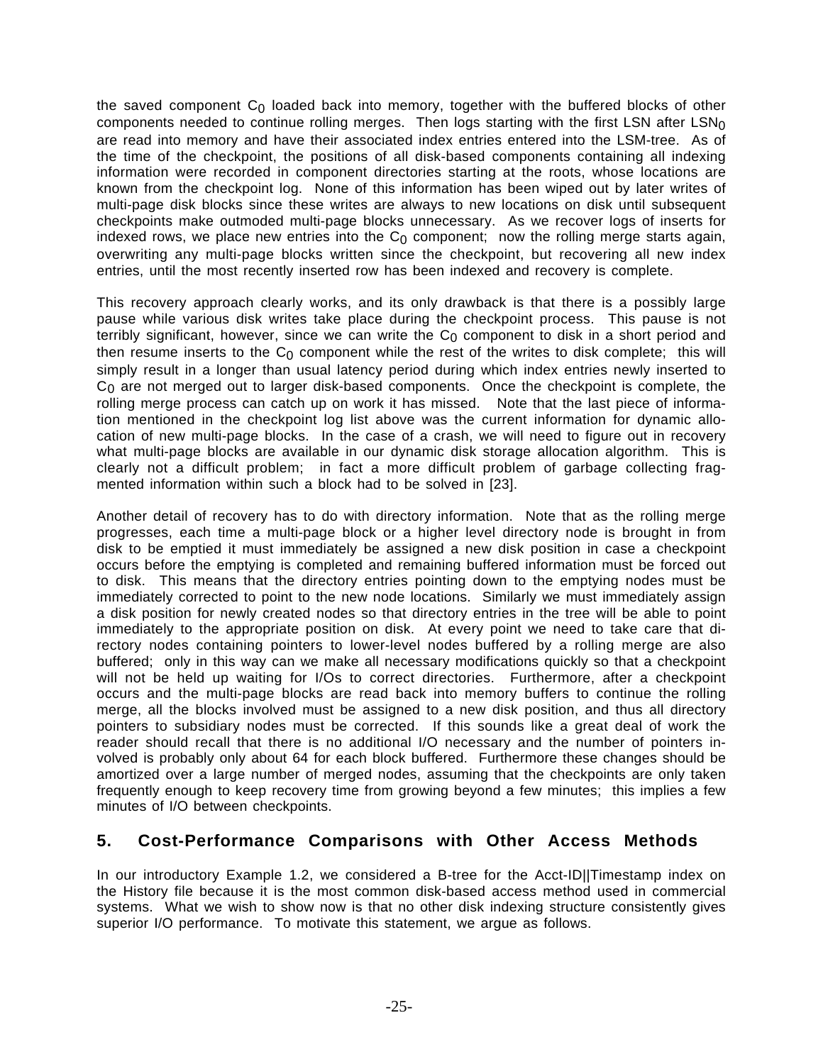the saved component $C_0$ loaded back into memory, together with the buffered blocks of other components needed to continue rolling merges. Then logs starting with the first LSN after $LSN_0$ are read into memory and have their associated index entries entered into the LSM-tree. As of the time of the checkpoint, the positions of all disk-based components containing all indexing information were recorded in component directories starting at the roots, whose locations are known from the checkpoint log. None of this information has been wiped out by later writes of multi-page disk blocks since these writes are always to new locations on disk until subsequent checkpoints make outmoded multi-page blocks unnecessary. As we recover logs of inserts for indexed rows, we place new entries into the $C_0$ component; now the rolling merge starts again, overwriting any multi-page blocks written since the checkpoint, but recovering all new index entries, until the most recently inserted row has been indexed and recovery is complete.

This recovery approach clearly works, and its only drawback is that there is a possibly large pause while various disk writes take place during the checkpoint process. This pause is not terribly significant, however, since we can write the $C_0$ component to disk in a short period and then resume inserts to the $C_0$ component while the rest of the writes to disk complete; this will simply result in a longer than usual latency period during which index entries newly inserted to $C_0$ are not merged out to larger disk-based components. Once the checkpoint is complete, the rolling merge process can catch up on work it has missed. Note that the last piece of information mentioned in the checkpoint log list above was the current information for dynamic allocation of new multi-page blocks. In the case of a crash, we will need to figure out in recovery what multi-page blocks are available in our dynamic disk storage allocation algorithm. This is clearly not a difficult problem; in fact a more difficult problem of garbage collecting fragmented information within such a block had to be solved in [23].

Another detail of recovery has to do with directory information. Note that as the rolling merge progresses, each time a multi-page block or a higher level directory node is brought in from disk to be emptied it must immediately be assigned a new disk position in case a checkpoint occurs before the emptying is completed and remaining buffered information must be forced out to disk. This means that the directory entries pointing down to the emptying nodes must be immediately corrected to point to the new node locations. Similarly we must immediately assign a disk position for newly created nodes so that directory entries in the tree will be able to point immediately to the appropriate position on disk. At every point we need to take care that directory nodes containing pointers to lower-level nodes buffered by a rolling merge are also buffered; only in this way can we make all necessary modifications quickly so that a checkpoint will not be held up waiting for I/Os to correct directories. Furthermore, after a checkpoint occurs and the multi-page blocks are read back into memory buffers to continue the rolling merge, all the blocks involved must be assigned to a new disk position, and thus all directory pointers to subsidiary nodes must be corrected. If this sounds like a great deal of work the reader should recall that there is no additional I/O necessary and the number of pointers involved is probably only about 64 for each block buffered. Furthermore these changes should be amortized over a large number of merged nodes, assuming that the checkpoints are only taken frequently enough to keep recovery time from growing beyond a few minutes; this implies a few minutes of I/O between checkpoints.

## 5. Cost-Performance Comparisons with Other Access Methods

In our introductory Example 1.2, we considered a B-tree for the Acct-ID||Timestamp index on the History file because it is the most common disk-based access method used in commercial systems. What we wish to show now is that no other disk indexing structure consistently gives superior I/O performance. To motivate this statement, we argue as follows.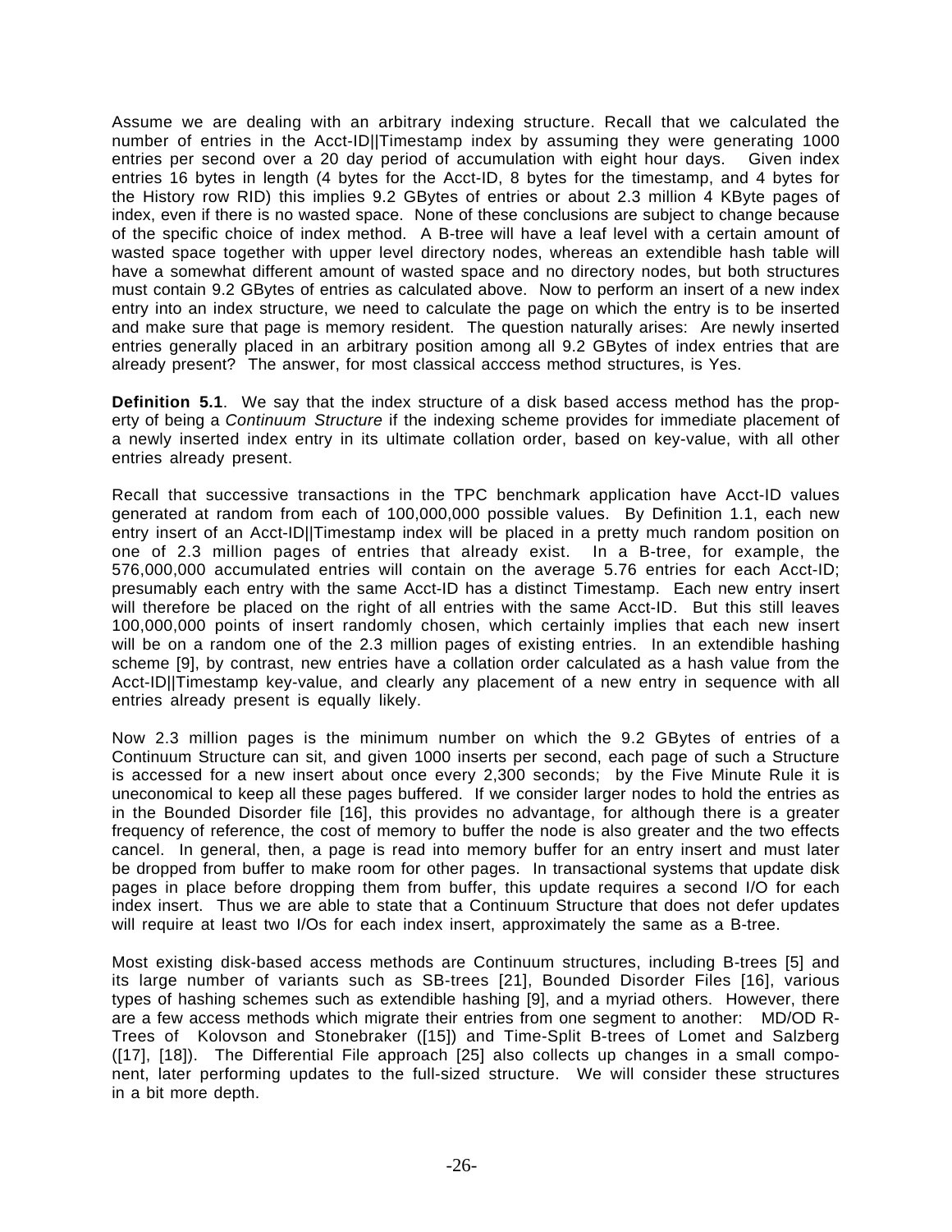Assume we are dealing with an arbitrary indexing structure. Recall that we calculated the number of entries in the Acct-ID||Timestamp index by assuming they were generating 1000 entries per second over a 20 day period of accumulation with eight hour days. Given index entries 16 bytes in length (4 bytes for the Acct-ID, 8 bytes for the timestamp, and 4 bytes for the History row RID) this implies 9.2 GBytes of entries or about 2.3 million 4 KByte pages of index, even if there is no wasted space. None of these conclusions are subject to change because of the specific choice of index method. A B-tree will have a leaf level with a certain amount of wasted space together with upper level directory nodes, whereas an extendible hash table will have a somewhat different amount of wasted space and no directory nodes, but both structures must contain 9.2 GBytes of entries as calculated above. Now to perform an insert of a new index entry into an index structure, we need to calculate the page on which the entry is to be inserted and make sure that page is memory resident. The question naturally arises: Are newly inserted entries generally placed in an arbitrary position among all 9.2 GBytes of index entries that are already present? The answer, for most classical acccess method structures, is Yes.

**Definition 5.1**. We say that the index structure of a disk based access method has the property of being a *Continuum Structure* if the indexing scheme provides for immediate placement of a newly inserted index entry in its ultimate collation order, based on key-value, with all other entries already present.

Recall that successive transactions in the TPC benchmark application have Acct-ID values generated at random from each of 100,000,000 possible values. By Definition 1.1, each new entry insert of an Acct-ID||Timestamp index will be placed in a pretty much random position on one of 2.3 million pages of entries that already exist. In a B-tree, for example, the 576,000,000 accumulated entries will contain on the average 5.76 entries for each Acct-ID; presumably each entry with the same Acct-ID has a distinct Timestamp. Each new entry insert will therefore be placed on the right of all entries with the same Acct-ID. But this still leaves 100,000,000 points of insert randomly chosen, which certainly implies that each new insert will be on a random one of the 2.3 million pages of existing entries. In an extendible hashing scheme [9], by contrast, new entries have a collation order calculated as a hash value from the Acct-ID||Timestamp key-value, and clearly any placement of a new entry in sequence with all entries already present is equally likely.

Now 2.3 million pages is the minimum number on which the 9.2 GBytes of entries of a Continuum Structure can sit, and given 1000 inserts per second, each page of such a Structure is accessed for a new insert about once every 2,300 seconds; by the Five Minute Rule it is uneconomical to keep all these pages buffered. If we consider larger nodes to hold the entries as in the Bounded Disorder file [16], this provides no advantage, for although there is a greater frequency of reference, the cost of memory to buffer the node is also greater and the two effects cancel. In general, then, a page is read into memory buffer for an entry insert and must later be dropped from buffer to make room for other pages. In transactional systems that update disk pages in place before dropping them from buffer, this update requires a second I/O for each index insert. Thus we are able to state that a Continuum Structure that does not defer updates will require at least two I/Os for each index insert, approximately the same as a B-tree.

Most existing disk-based access methods are Continuum structures, including B-trees [5] and its large number of variants such as SB-trees [21], Bounded Disorder Files [16], various types of hashing schemes such as extendible hashing [9], and a myriad others. However, there are a few access methods which migrate their entries from one segment to another: MD/OD R-Trees of Kolovson and Stonebraker ([15]) and Time-Split B-trees of Lomet and Salzberg ([17], [18]). The Differential File approach [25] also collects up changes in a small component, later performing updates to the full-sized structure. We will consider these structures in a bit more depth.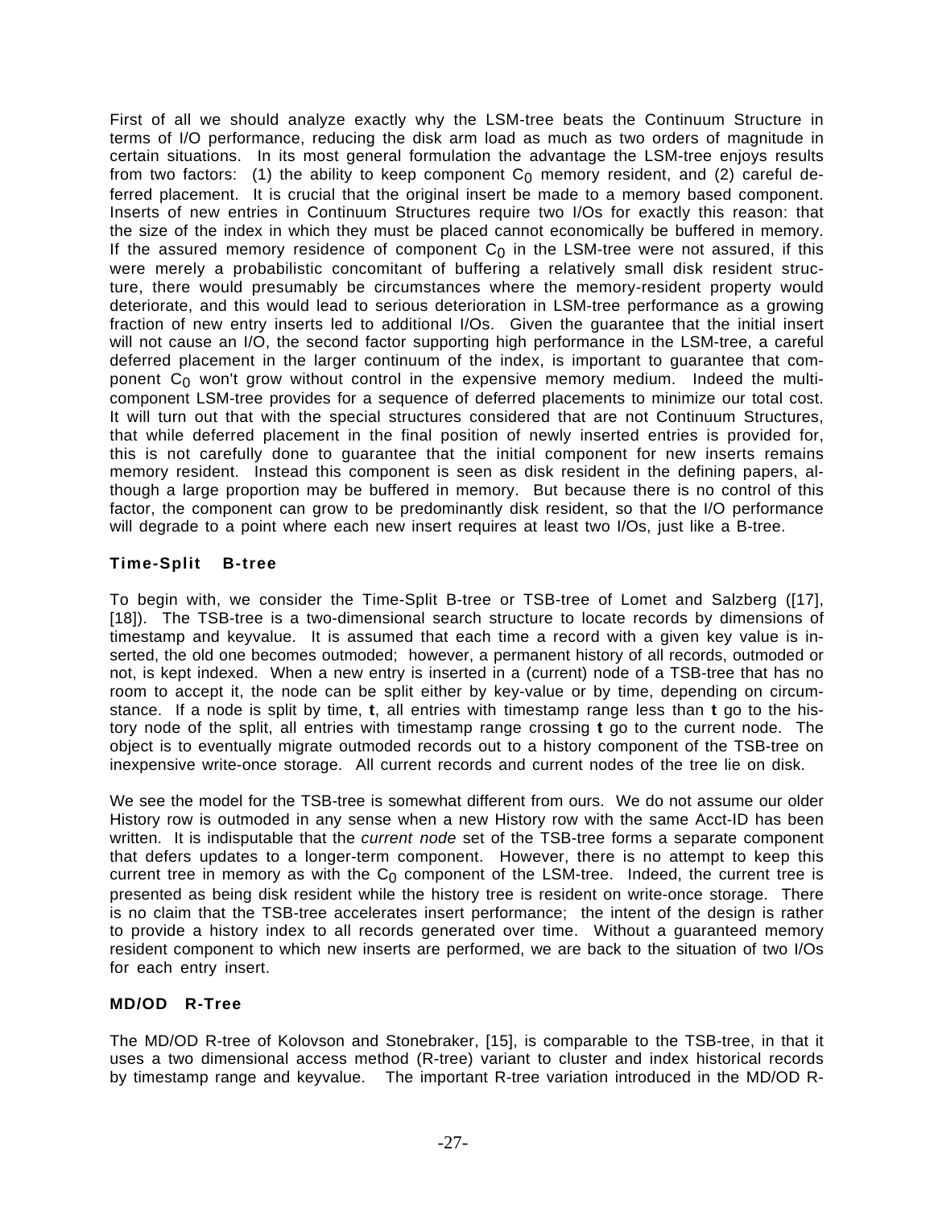First of all we should analyze exactly why the LSM-tree beats the Continuum Structure in terms of I/O performance, reducing the disk arm load as much as two orders of magnitude in certain situations. In its most general formulation the advantage the LSM-tree enjoys results from two factors: (1) the ability to keep component $C_0$ memory resident, and (2) careful deferred placement. It is crucial that the original insert be made to a memory based component. Inserts of new entries in Continuum Structures require two I/Os for exactly this reason: that the size of the index in which they must be placed cannot economically be buffered in memory. If the assured memory residence of component $C_0$ in the LSM-tree were not assured, if this were merely a probabilistic concomitant of buffering a relatively small disk resident structure, there would presumably be circumstances where the memory-resident property would deteriorate, and this would lead to serious deterioration in LSM-tree performance as a growing fraction of new entry inserts led to additional I/Os. Given the guarantee that the initial insert will not cause an I/O, the second factor supporting high performance in the LSM-tree, a careful deferred placement in the larger continuum of the index, is important to guarantee that component $C_0$ won't grow without control in the expensive memory medium. Indeed the multi-component LSM-tree provides for a sequence of deferred placements to minimize our total cost. It will turn out that with the special structures considered that are not Continuum Structures, that while deferred placement in the final position of newly inserted entries is provided for, this is not carefully done to guarantee that the initial component for new inserts remains memory resident. Instead this component is seen as disk resident in the defining papers, although a large proportion may be buffered in memory. But because there is no control of this factor, the component can grow to be predominantly disk resident, so that the I/O performance will degrade to a point where each new insert requires at least two I/Os, just like a B-tree.

### Time-Split B-tree

To begin with, we consider the Time-Split B-tree or TSB-tree of Lomet and Salzberg ([17], [18]). The TSB-tree is a two-dimensional search structure to locate records by dimensions of timestamp and keyvalue. It is assumed that each time a record with a given key value is inserted, the old one becomes outmoded; however, a permanent history of all records, outmoded or not, is kept indexed. When a new entry is inserted in a (current) node of a TSB-tree that has no room to accept it, the node can be split either by key-value or by time, depending on circumstance. If a node is split by time, **t**, all entries with timestamp range less than **t** go to the history node of the split, all entries with timestamp range crossing **t** go to the current node. The object is to eventually migrate outmoded records out to a history component of the TSB-tree on inexpensive write-once storage. All current records and current nodes of the tree lie on disk.

We see the model for the TSB-tree is somewhat different from ours. We do not assume our older History row is outmoded in any sense when a new History row with the same Acct-ID has been written. It is indisputable that the *current node* set of the TSB-tree forms a separate component that defers updates to a longer-term component. However, there is no attempt to keep this current tree in memory as with the $C_0$ component of the LSM-tree. Indeed, the current tree is presented as being disk resident while the history tree is resident on write-once storage. There is no claim that the TSB-tree accelerates insert performance; the intent of the design is rather to provide a history index to all records generated over time. Without a guaranteed memory resident component to which new inserts are performed, we are back to the situation of two I/Os for each entry insert.

### MD/OD R-Tree

The MD/OD R-tree of Kolovson and Stonebraker, [15], is comparable to the TSB-tree, in that it uses a two dimensional access method (R-tree) variant to cluster and index historical records by timestamp range and keyvalue. The important R-tree variation introduced in the MD/OD R-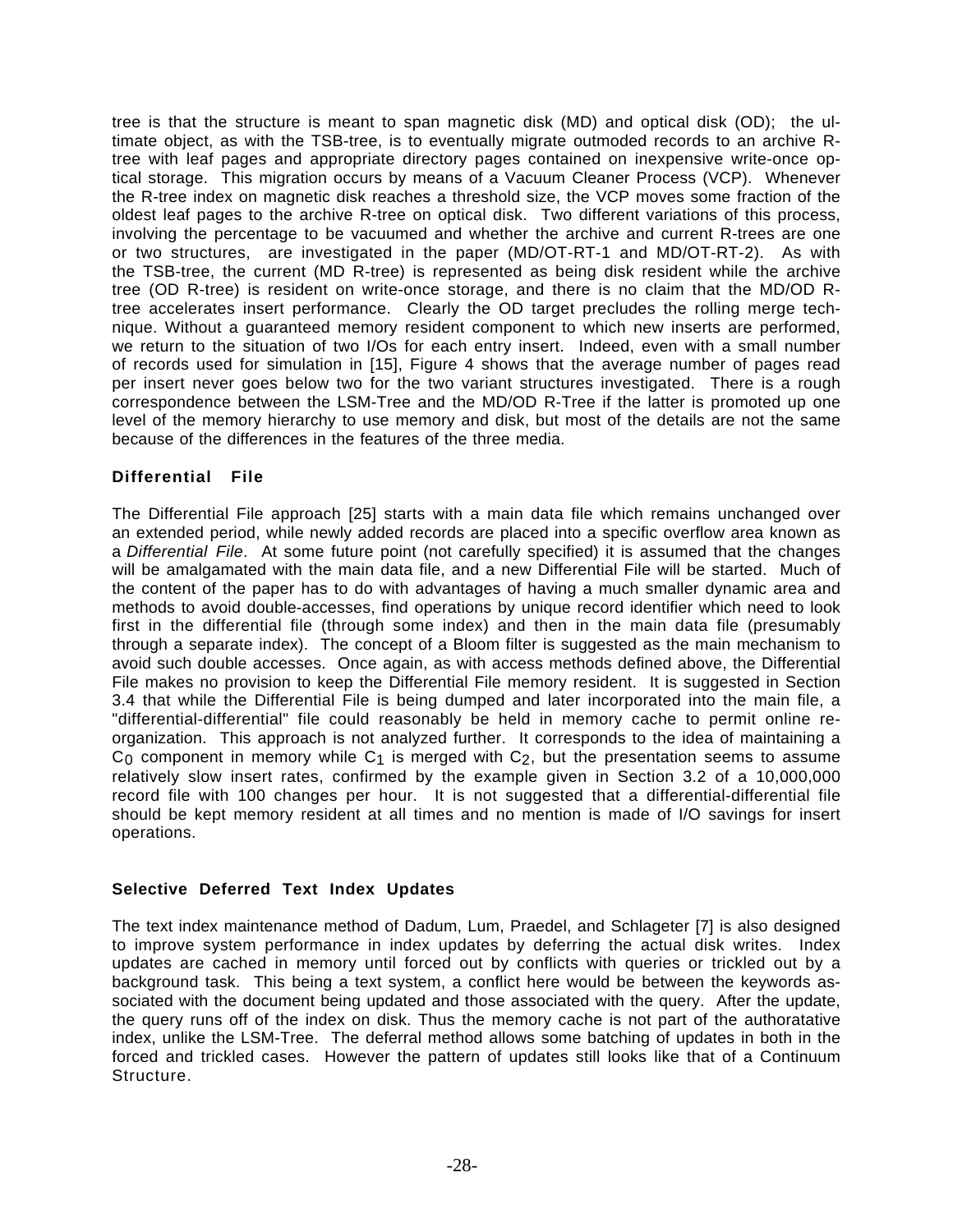tree is that the structure is meant to span magnetic disk (MD) and optical disk (OD); the ultimate object, as with the TSB-tree, is to eventually migrate outmoded records to an archive R-tree with leaf pages and appropriate directory pages contained on inexpensive write-once optical storage. This migration occurs by means of a Vacuum Cleaner Process (VCP). Whenever the R-tree index on magnetic disk reaches a threshold size, the VCP moves some fraction of the oldest leaf pages to the archive R-tree on optical disk. Two different variations of this process, involving the percentage to be vacuumed and whether the archive and current R-trees are one or two structures, are investigated in the paper (MD/OT-RT-1 and MD/OT-RT-2). As with the TSB-tree, the current (MD R-tree) is represented as being disk resident while the archive tree (OD R-tree) is resident on write-once storage, and there is no claim that the MD/OD R-tree accelerates insert performance. Clearly the OD target precludes the rolling merge technique. Without a guaranteed memory resident component to which new inserts are performed, we return to the situation of two I/Os for each entry insert. Indeed, even with a small number of records used for simulation in [15], Figure 4 shows that the average number of pages read per insert never goes below two for the two variant structures investigated. There is a rough correspondence between the LSM-Tree and the MD/OD R-Tree if the latter is promoted up one level of the memory hierarchy to use memory and disk, but most of the details are not the same because of the differences in the features of the three media.

### Differential File

The Differential File approach [25] starts with a main data file which remains unchanged over an extended period, while newly added records are placed into a specific overflow area known as a *Differential File*. At some future point (not carefully specified) it is assumed that the changes will be amalgamated with the main data file, and a new Differential File will be started. Much of the content of the paper has to do with advantages of having a much smaller dynamic area and methods to avoid double-accesses, find operations by unique record identifier which need to look first in the differential file (through some index) and then in the main data file (presumably through a separate index). The concept of a Bloom filter is suggested as the main mechanism to avoid such double accesses. Once again, as with access methods defined above, the Differential File makes no provision to keep the Differential File memory resident. It is suggested in Section 3.4 that while the Differential File is being dumped and later incorporated into the main file, a "differential-differential" file could reasonably be held in memory cache to permit online reorganization. This approach is not analyzed further. It corresponds to the idea of maintaining a $C_0$ component in memory while $C_1$ is merged with $C_2$, but the presentation seems to assume relatively slow insert rates, confirmed by the example given in Section 3.2 of a 10,000,000 record file with 100 changes per hour. It is not suggested that a differential-differential file should be kept memory resident at all times and no mention is made of I/O savings for insert operations.

### Selective Deferred Text Index Updates

The text index maintenance method of Dadum, Lum, Praedel, and Schlageter [7] is also designed to improve system performance in index updates by deferring the actual disk writes. Index updates are cached in memory until forced out by conflicts with queries or trickled out by a background task. This being a text system, a conflict here would be between the keywords associated with the document being updated and those associated with the query. After the update, the query runs off of the index on disk. Thus the memory cache is not part of the authoratative index, unlike the LSM-Tree. The deferral method allows some batching of updates in both in the forced and trickled cases. However the pattern of updates still looks like that of a Continuum Structure.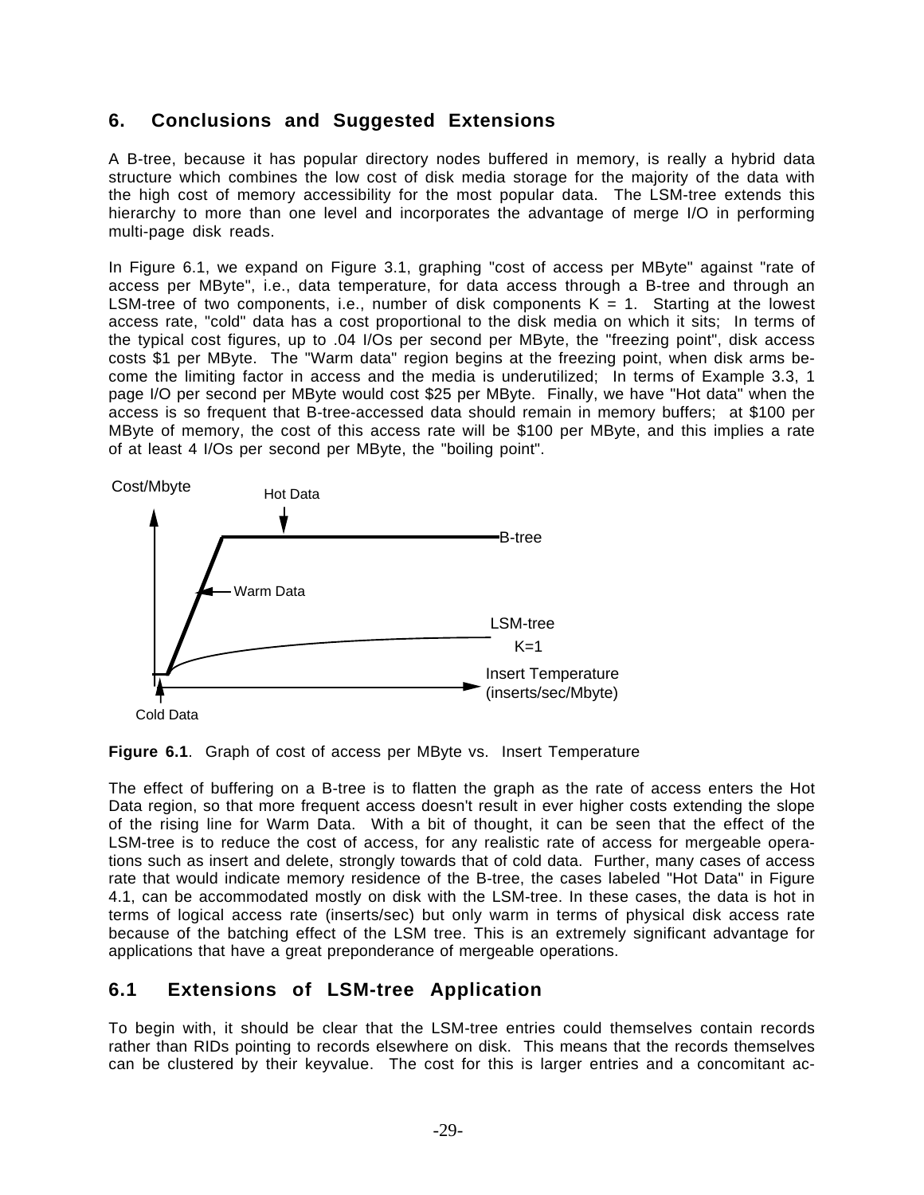## 6. Conclusions and Suggested Extensions

A B-tree, because it has popular directory nodes buffered in memory, is really a hybrid data structure which combines the low cost of disk media storage for the majority of the data with the high cost of memory accessibility for the most popular data. The LSM-tree extends this hierarchy to more than one level and incorporates the advantage of merge I/O in performing multi-page disk reads.

In Figure 6.1, we expand on Figure 3.1, graphing "cost of access per MByte" against "rate of access per MByte", i.e., data temperature, for data access through a B-tree and through an LSM-tree of two components, i.e., number of disk components K = 1. Starting at the lowest access rate, "cold" data has a cost proportional to the disk media on which it sits; In terms of the typical cost figures, up to .04 I/Os per second per MByte, the "freezing point", disk access costs $1 per MByte. The "Warm data" region begins at the freezing point, when disk arms become the limiting factor in access and the media is underutilized; In terms of Example 3.3, 1 page I/O per second per MByte would cost $25 per MByte. Finally, we have "Hot data" when the access is so frequent that B-tree-accessed data should remain in memory buffers; at $100 per MByte of memory, the cost of this access rate will be $100 per MByte, and this implies a rate of at least 4 I/Os per second per MByte, the "boiling point".

**Figure 6.1**. Graph of cost of access per MByte vs. Insert Temperature

The effect of buffering on a B-tree is to flatten the graph as the rate of access enters the Hot Data region, so that more frequent access doesn't result in ever higher costs extending the slope of the rising line for Warm Data. With a bit of thought, it can be seen that the effect of the LSM-tree is to reduce the cost of access, for any realistic rate of access for mergeable operations such as insert and delete, strongly towards that of cold data. Further, many cases of access rate that would indicate memory residence of the B-tree, the cases labeled "Hot Data" in Figure 4.1, can be accommodated mostly on disk with the LSM-tree. In these cases, the data is hot in terms of logical access rate (inserts/sec) but only warm in terms of physical disk access rate because of the batching effect of the LSM tree. This is an extremely significant advantage for applications that have a great preponderance of mergeable operations.

### 6.1 Extensions of LSM-tree Application

To begin with, it should be clear that the LSM-tree entries could themselves contain records rather than RIDs pointing to records elsewhere on disk. This means that the records themselves can be clustered by their keyvalue. The cost for this is larger entries and a concomitant ac-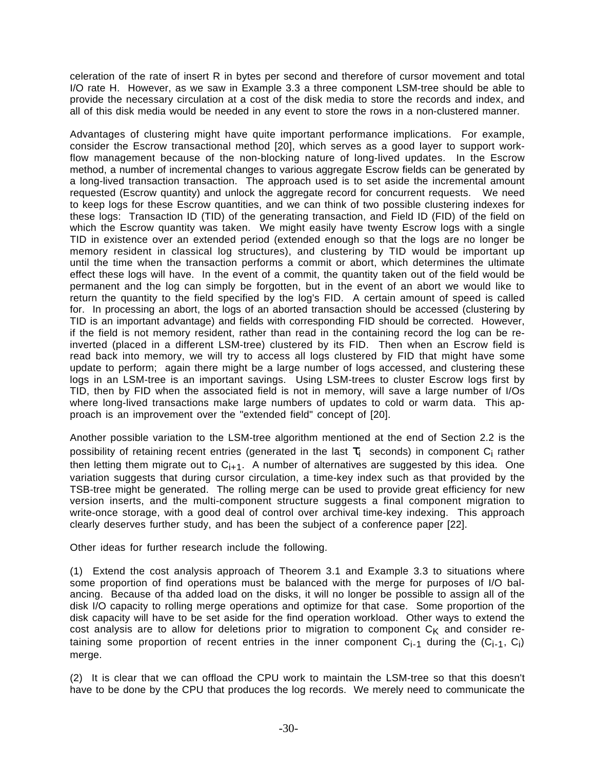celeration of the rate of insert R in bytes per second and therefore of cursor movement and total I/O rate H. However, as we saw in Example 3.3 a three component LSM-tree should be able to provide the necessary circulation at a cost of the disk media to store the records and index, and all of this disk media would be needed in any event to store the rows in a non-clustered manner.

Advantages of clustering might have quite important performance implications. For example, consider the Escrow transactional method [20], which serves as a good layer to support workflow management because of the non-blocking nature of long-lived updates. In the Escrow method, a number of incremental changes to various aggregate Escrow fields can be generated by a long-lived transaction transaction. The approach used is to set aside the incremental amount requested (Escrow quantity) and unlock the aggregate record for concurrent requests. We need to keep logs for these Escrow quantities, and we can think of two possible clustering indexes for these logs: Transaction ID (TID) of the generating transaction, and Field ID (FID) of the field on which the Escrow quantity was taken. We might easily have twenty Escrow logs with a single TID in existence over an extended period (extended enough so that the logs are no longer be memory resident in classical log structures), and clustering by TID would be important up until the time when the transaction performs a commit or abort, which determines the ultimate effect these logs will have. In the event of a commit, the quantity taken out of the field would be permanent and the log can simply be forgotten, but in the event of an abort we would like to return the quantity to the field specified by the log's FID. A certain amount of speed is called for. In processing an abort, the logs of an aborted transaction should be accessed (clustering by TID is an important advantage) and fields with corresponding FID should be corrected. However, if the field is not memory resident, rather than read in the containing record the log can be re-inverted (placed in a different LSM-tree) clustered by its FID. Then when an Escrow field is read back into memory, we will try to access all logs clustered by FID that might have some update to perform; again there might be a large number of logs accessed, and clustering these logs in an LSM-tree is an important savings. Using LSM-trees to cluster Escrow logs first by TID, then by FID when the associated field is not in memory, will save a large number of I/Os where long-lived transactions make large numbers of updates to cold or warm data. This approach is an improvement over the "extended field" concept of [20].

Another possible variation to the LSM-tree algorithm mentioned at the end of Section 2.2 is the possibility of retaining recent entries (generated in the last $\tau_i$ seconds) in component $C_i$ rather then letting them migrate out to $C_{i+1}$. A number of alternatives are suggested by this idea. One variation suggests that during cursor circulation, a time-key index such as that provided by the TSB-tree might be generated. The rolling merge can be used to provide great efficiency for new version inserts, and the multi-component structure suggests a final component migration to write-once storage, with a good deal of control over archival time-key indexing. This approach clearly deserves further study, and has been the subject of a conference paper [22].

Other ideas for further research include the following.

(1) Extend the cost analysis approach of Theorem 3.1 and Example 3.3 to situations where some proportion of find operations must be balanced with the merge for purposes of I/O balancing. Because of tha added load on the disks, it will no longer be possible to assign all of the disk I/O capacity to rolling merge operations and optimize for that case. Some proportion of the disk capacity will have to be set aside for the find operation workload. Other ways to extend the cost analysis are to allow for deletions prior to migration to component $C_K$ and consider retaining some proportion of recent entries in the inner component $C_{i-1}$ during the $(C_{i-1}, C_i)$ merge.

(2) It is clear that we can offload the CPU work to maintain the LSM-tree so that this doesn't have to be done by the CPU that produces the log records. We merely need to communicate the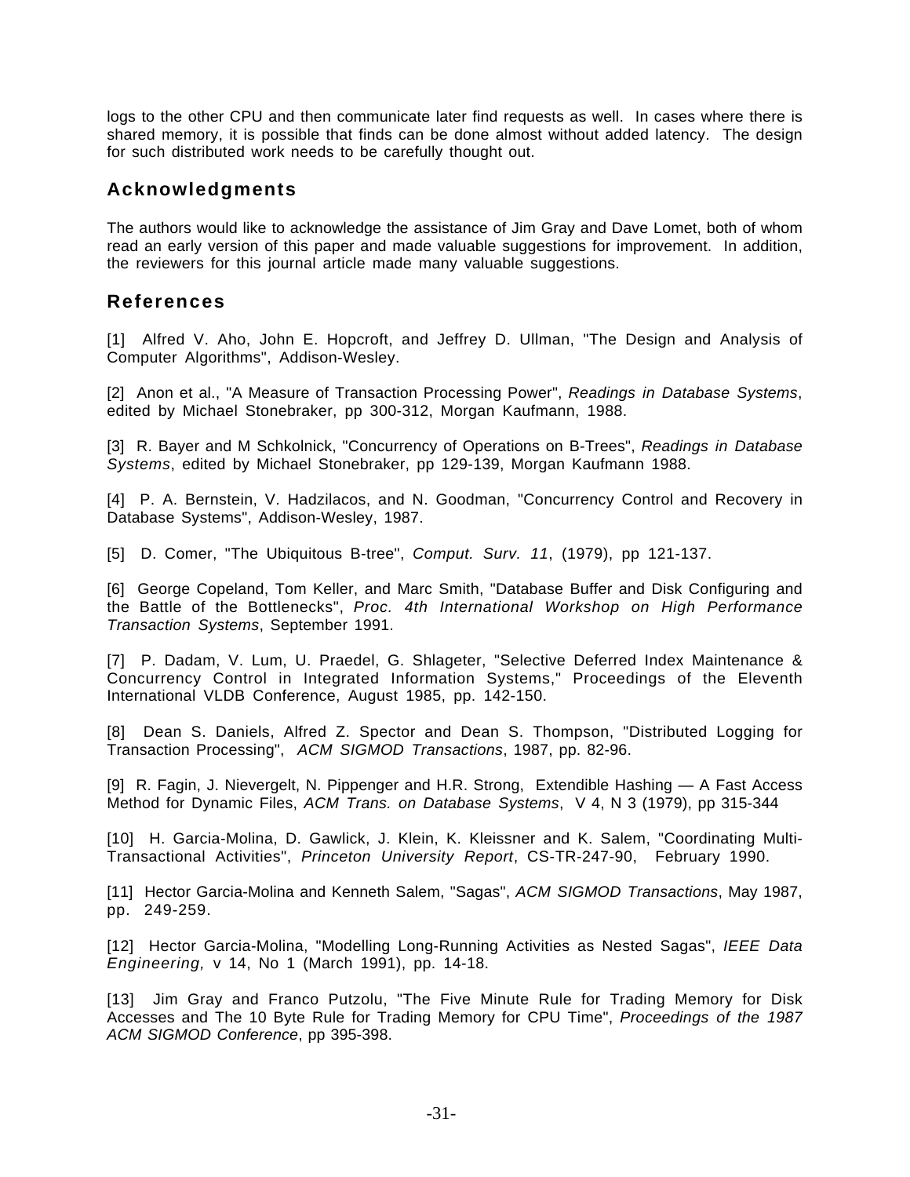logs to the other CPU and then communicate later find requests as well. In cases where there is shared memory, it is possible that finds can be done almost without added latency. The design for such distributed work needs to be carefully thought out.

## Acknowledgments

The authors would like to acknowledge the assistance of Jim Gray and Dave Lomet, both of whom read an early version of this paper and made valuable suggestions for improvement. In addition, the reviewers for this journal article made many valuable suggestions.

## References

[1] Alfred V. Aho, John E. Hopcroft, and Jeffrey D. Ullman, "The Design and Analysis of Computer Algorithms", Addison-Wesley.

[2] Anon et al., "A Measure of Transaction Processing Power", *Readings in Database Systems*, edited by Michael Stonebraker, pp 300-312, Morgan Kaufmann, 1988.

[3] R. Bayer and M Schkolnick, "Concurrency of Operations on B-Trees", *Readings in Database Systems*, edited by Michael Stonebraker, pp 129-139, Morgan Kaufmann 1988.

[4] P. A. Bernstein, V. Hadzilacos, and N. Goodman, "Concurrency Control and Recovery in Database Systems", Addison-Wesley, 1987.

[5] D. Comer, "The Ubiquitous B-tree", *Comput. Surv. 11*, (1979), pp 121-137.

[6] George Copeland, Tom Keller, and Marc Smith, "Database Buffer and Disk Configuring and the Battle of the Bottlenecks", *Proc. 4th International Workshop on High Performance Transaction Systems*, September 1991.

[7] P. Dadam, V. Lum, U. Praedel, G. Shlageter, "Selective Deferred Index Maintenance & Concurrency Control in Integrated Information Systems," Proceedings of the Eleventh International VLDB Conference, August 1985, pp. 142-150.

[8] Dean S. Daniels, Alfred Z. Spector and Dean S. Thompson, "Distributed Logging for Transaction Processing", *ACM SIGMOD Transactions*, 1987, pp. 82-96.

[9] R. Fagin, J. Nievergelt, N. Pippenger and H.R. Strong, Extendible Hashing — A Fast Access Method for Dynamic Files, *ACM Trans. on Database Systems*, V 4, N 3 (1979), pp 315-344

[10] H. Garcia-Molina, D. Gawlick, J. Klein, K. Kleissner and K. Salem, "Coordinating Multi-Transactional Activities", *Princeton University Report*, CS-TR-247-90, February 1990.

[11] Hector Garcia-Molina and Kenneth Salem, "Sagas", *ACM SIGMOD Transactions*, May 1987, pp. 249-259.

[12] Hector Garcia-Molina, "Modelling Long-Running Activities as Nested Sagas", *IEEE Data Engineering,* v 14, No 1 (March 1991), pp. 14-18.

[13] Jim Gray and Franco Putzolu, "The Five Minute Rule for Trading Memory for Disk Accesses and The 10 Byte Rule for Trading Memory for CPU Time", *Proceedings of the 1987 ACM SIGMOD Conference*, pp 395-398.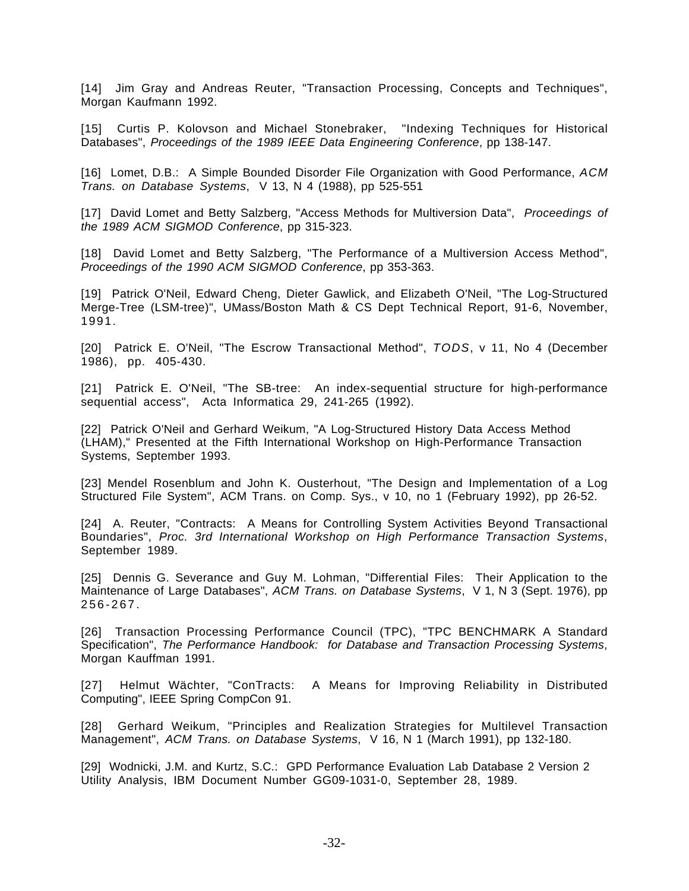[14] Jim Gray and Andreas Reuter, "Transaction Processing, Concepts and Techniques", Morgan Kaufmann 1992.

[15] Curtis P. Kolovson and Michael Stonebraker, "Indexing Techniques for Historical Databases", *Proceedings of the 1989 IEEE Data Engineering Conference*, pp 138-147.

[16] Lomet, D.B.: A Simple Bounded Disorder File Organization with Good Performance, *ACM Trans. on Database Systems*, V 13, N 4 (1988), pp 525-551

[17] David Lomet and Betty Salzberg, "Access Methods for Multiversion Data", *Proceedings of the 1989 ACM SIGMOD Conference*, pp 315-323.

[18] David Lomet and Betty Salzberg, "The Performance of a Multiversion Access Method", *Proceedings of the 1990 ACM SIGMOD Conference*, pp 353-363.

[19] Patrick O'Neil, Edward Cheng, Dieter Gawlick, and Elizabeth O'Neil, "The Log-Structured Merge-Tree (LSM-tree)", UMass/Boston Math & CS Dept Technical Report, 91-6, November, 1991.

[20] Patrick E. O'Neil, "The Escrow Transactional Method", *TODS*, v 11, No 4 (December 1986), pp. 405-430.

[21] Patrick E. O'Neil, "The SB-tree: An index-sequential structure for high-performance sequential access", Acta Informatica 29, 241-265 (1992).

[22] Patrick O'Neil and Gerhard Weikum, "A Log-Structured History Data Access Method (LHAM)," Presented at the Fifth International Workshop on High-Performance Transaction Systems, September 1993.

[23] Mendel Rosenblum and John K. Ousterhout, "The Design and Implementation of a Log Structured File System", ACM Trans. on Comp. Sys., v 10, no 1 (February 1992), pp 26-52.

[24] A. Reuter, "Contracts: A Means for Controlling System Activities Beyond Transactional Boundaries", *Proc. 3rd International Workshop on High Performance Transaction Systems*, September 1989.

[25] Dennis G. Severance and Guy M. Lohman, "Differential Files: Their Application to the Maintenance of Large Databases", *ACM Trans. on Database Systems*, V 1, N 3 (Sept. 1976), pp 256-267.

[26] Transaction Processing Performance Council (TPC), "TPC BENCHMARK A Standard Specification", *The Performance Handbook: for Database and Transaction Processing Systems*, Morgan Kauffman 1991.

[27] Helmut Wächter, "ConTracts: A Means for Improving Reliability in Distributed Computing", IEEE Spring CompCon 91.

[28] Gerhard Weikum, "Principles and Realization Strategies for Multilevel Transaction Management", *ACM Trans. on Database Systems*, V 16, N 1 (March 1991), pp 132-180.

[29] Wodnicki, J.M. and Kurtz, S.C.: GPD Performance Evaluation Lab Database 2 Version 2 Utility Analysis, IBM Document Number GG09-1031-0, September 28, 1989.